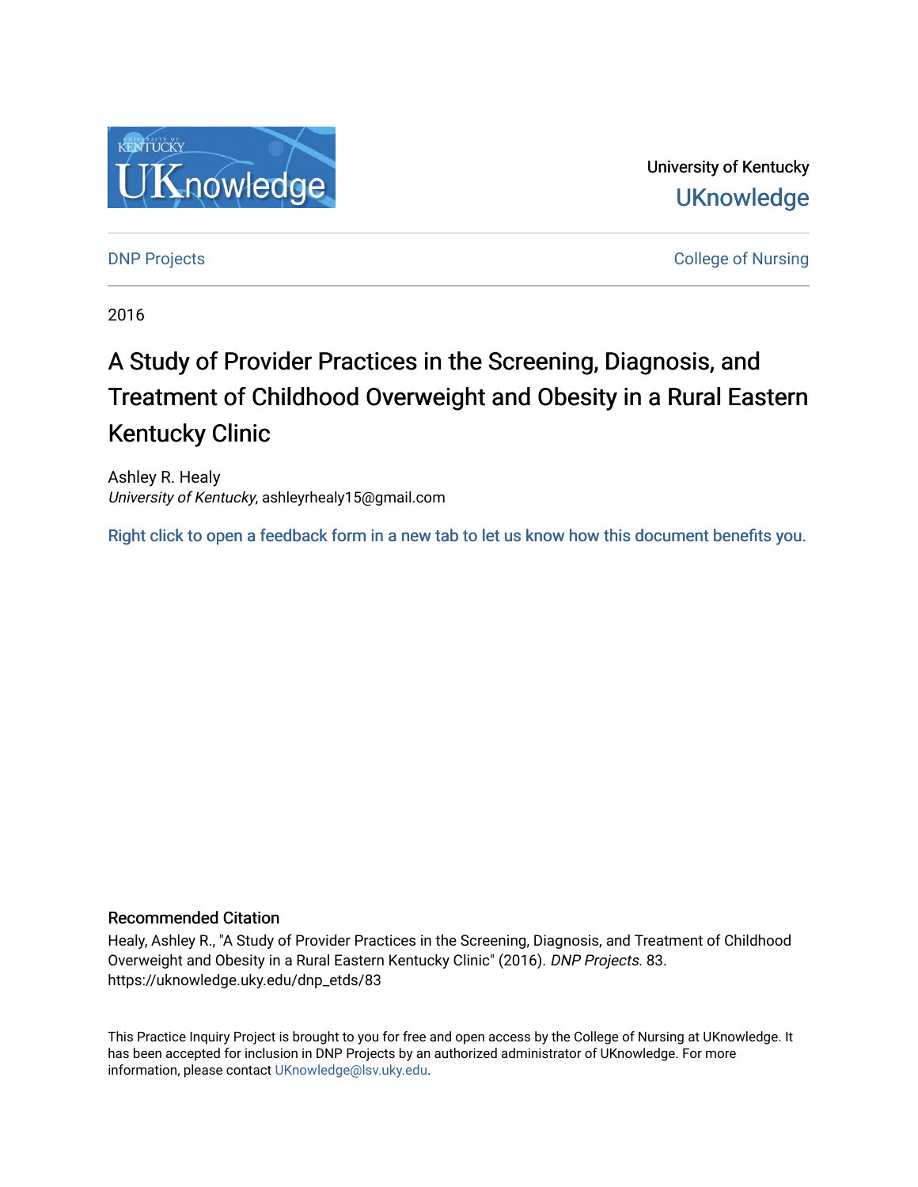University of Kentucky
UKnowledge

DNP Projects | College of Nursing

2016

# A Study of Provider Practices in the Screening, Diagnosis, and Treatment of Childhood Overweight and Obesity in a Rural Eastern Kentucky Clinic

Ashley R. Healy
*University of Kentucky*, ashleyrhealy15@gmail.com

Right click to open a feedback form in a new tab to let us know how this document benefits you.

## Recommended Citation

Healy, Ashley R., "A Study of Provider Practices in the Screening, Diagnosis, and Treatment of Childhood Overweight and Obesity in a Rural Eastern Kentucky Clinic" (2016). *DNP Projects*. 83.
https://uknowledge.uky.edu/dnp_etds/83

This Practice Inquiry Project is brought to you for free and open access by the College of Nursing at UKnowledge. It has been accepted for inclusion in DNP Projects by an authorized administrator of UKnowledge. For more information, please contact UKnowledge@lsv.uky.edu.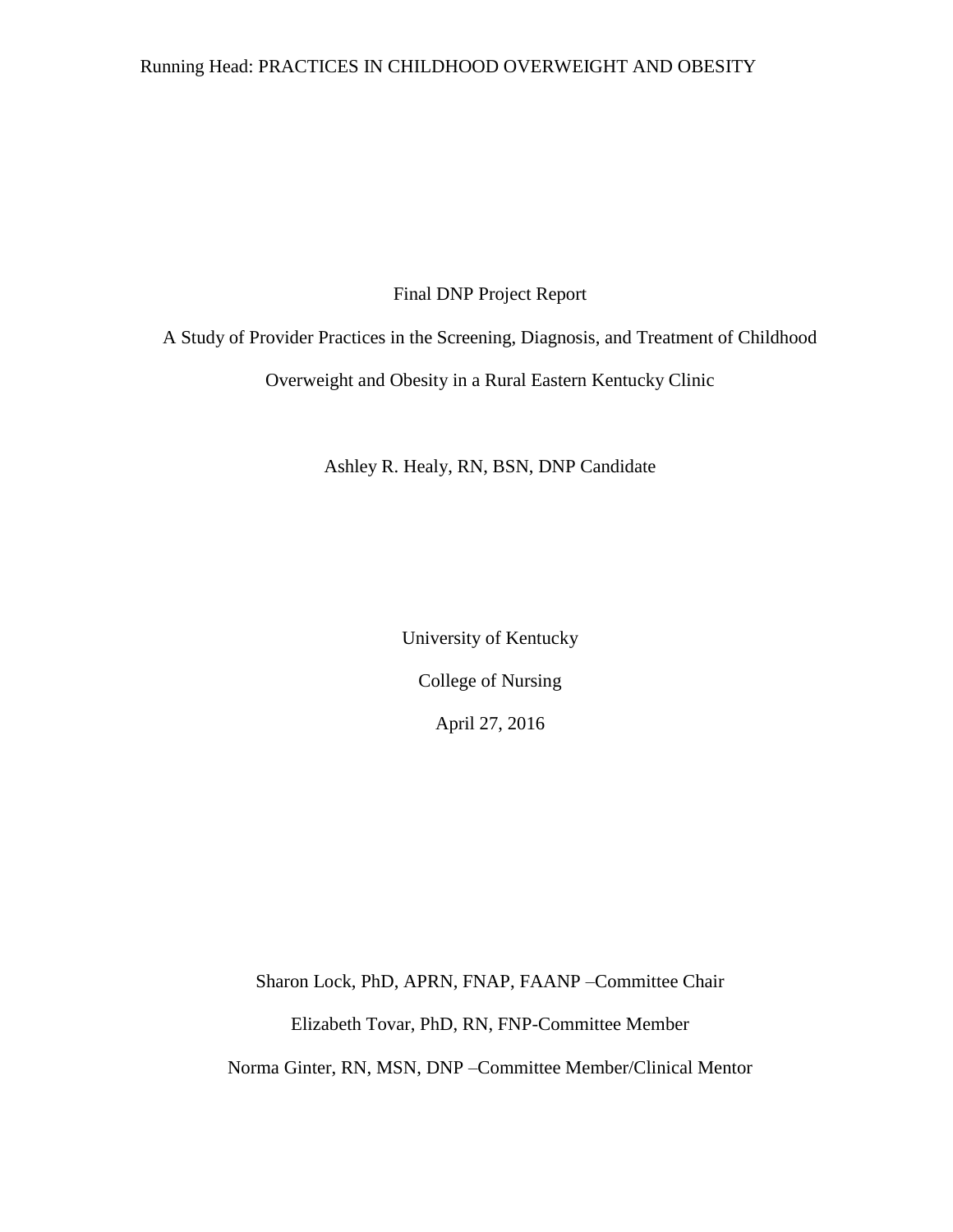Final DNP Project Report

# A Study of Provider Practices in the Screening, Diagnosis, and Treatment of Childhood Overweight and Obesity in a Rural Eastern Kentucky Clinic

Ashley R. Healy, RN, BSN, DNP Candidate

University of Kentucky

College of Nursing

April 27, 2016

Sharon Lock, PhD, APRN, FNAP, FAANP –Committee Chair

Elizabeth Tovar, PhD, RN, FNP-Committee Member

Norma Ginter, RN, MSN, DNP –Committee Member/Clinical Mentor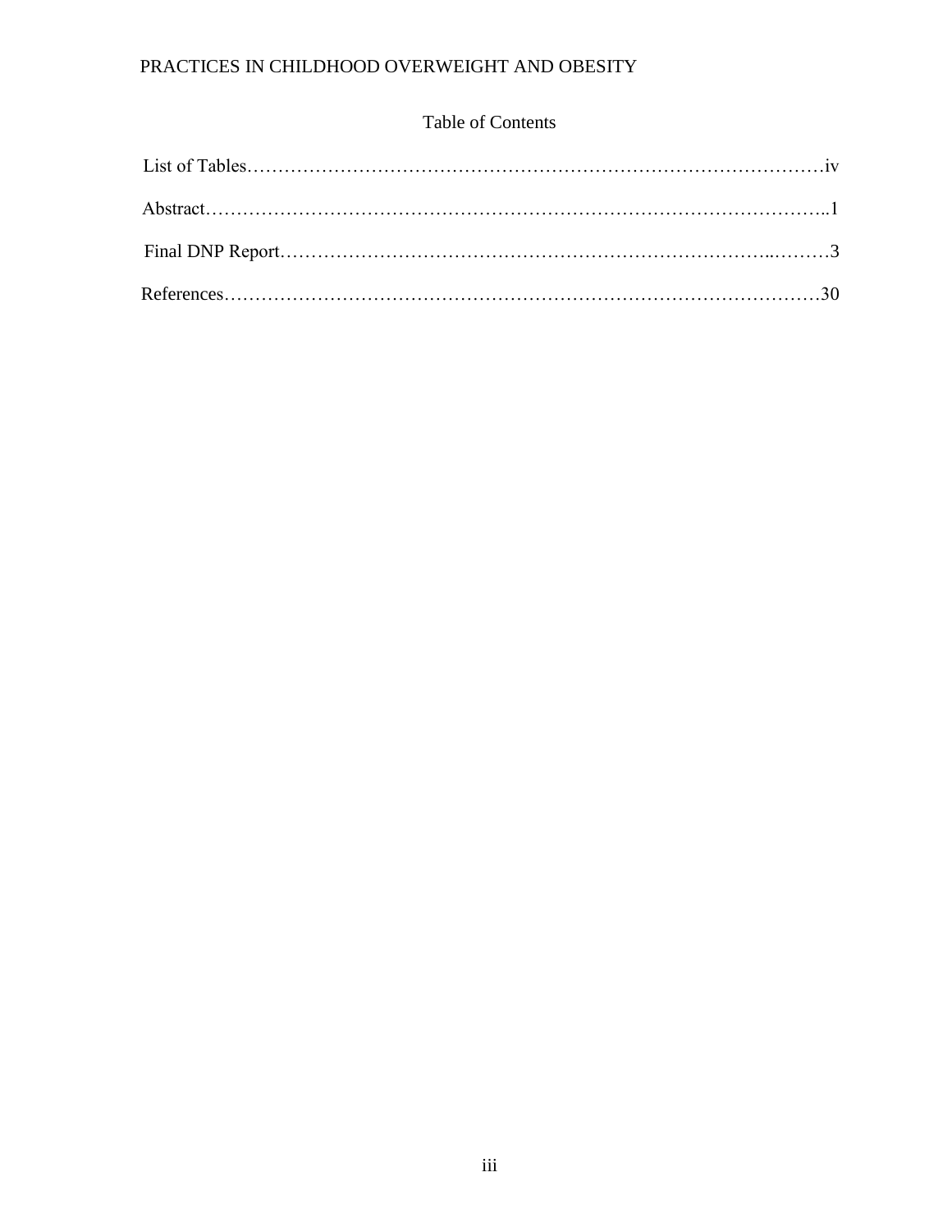# Table of Contents

List of Tables……………………………………………………………………………………iv

Abstract……………………………………………………………………………………..1

Final DNP Report…………………………………………………………………..………3

References…………………………………………………………………………………30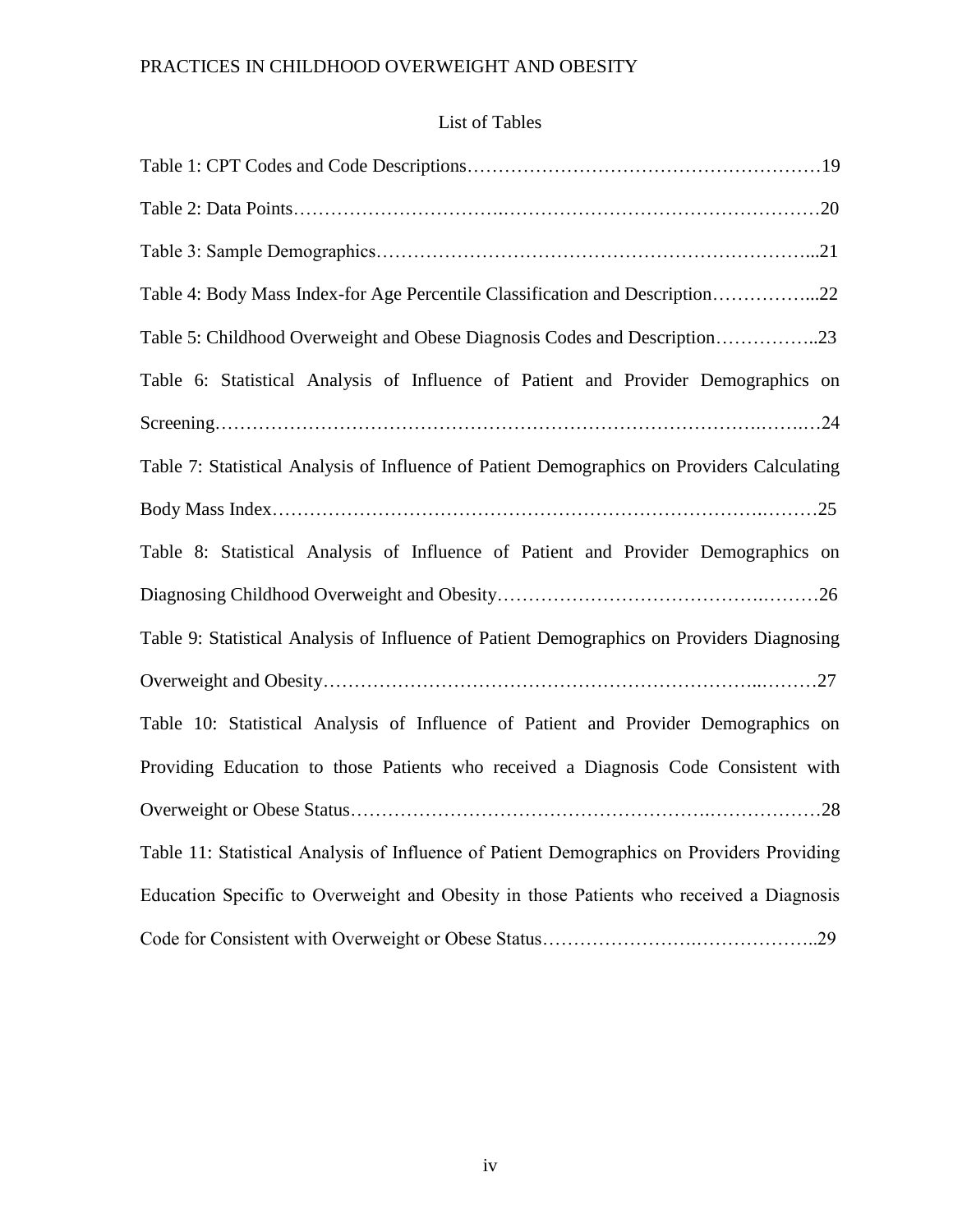## List of Tables

Table 1: CPT Codes and Code Descriptions……………………………………………………19

Table 2: Data Points…………………………….……………………………………………20

Table 3: Sample Demographics…………………………………………………………...21

Table 4: Body Mass Index-for Age Percentile Classification and Description……………...22

Table 5: Childhood Overweight and Obese Diagnosis Codes and Description……………..23

Table 6: Statistical Analysis of Influence of Patient and Provider Demographics on Screening………………………………………………………………………….…….…24

Table 7: Statistical Analysis of Influence of Patient Demographics on Providers Calculating Body Mass Index…………………………………………………………………….………25

Table 8: Statistical Analysis of Influence of Patient and Provider Demographics on Diagnosing Childhood Overweight and Obesity…………………………………….………26

Table 9: Statistical Analysis of Influence of Patient Demographics on Providers Diagnosing Overweight and Obesity…………………………………………………………..………27

Table 10: Statistical Analysis of Influence of Patient and Provider Demographics on Providing Education to those Patients who received a Diagnosis Code Consistent with Overweight or Obese Status……………………………………………….………………28

Table 11: Statistical Analysis of Influence of Patient Demographics on Providers Providing Education Specific to Overweight and Obesity in those Patients who received a Diagnosis Code for Consistent with Overweight or Obese Status…………………….………………..29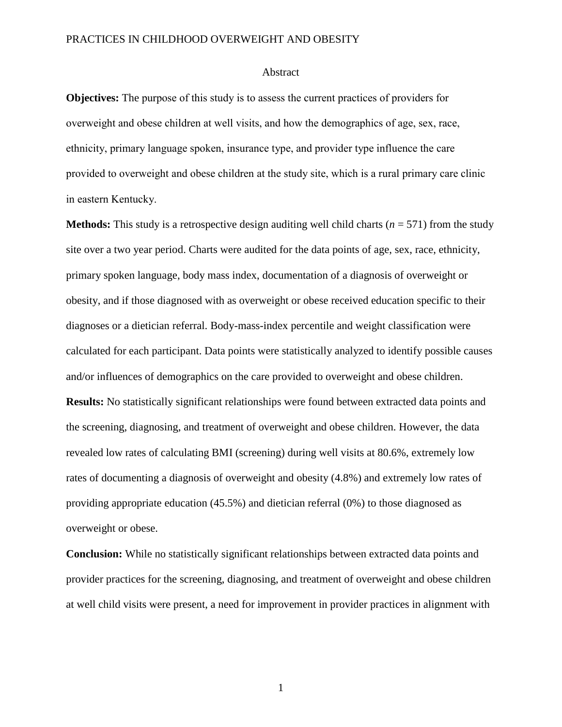# Abstract

**Objectives:** The purpose of this study is to assess the current practices of providers for overweight and obese children at well visits, and how the demographics of age, sex, race, ethnicity, primary language spoken, insurance type, and provider type influence the care provided to overweight and obese children at the study site, which is a rural primary care clinic in eastern Kentucky.

**Methods:** This study is a retrospective design auditing well child charts ($n$ = 571) from the study site over a two year period. Charts were audited for the data points of age, sex, race, ethnicity, primary spoken language, body mass index, documentation of a diagnosis of overweight or obesity, and if those diagnosed with as overweight or obese received education specific to their diagnoses or a dietician referral. Body-mass-index percentile and weight classification were calculated for each participant. Data points were statistically analyzed to identify possible causes and/or influences of demographics on the care provided to overweight and obese children.

**Results:** No statistically significant relationships were found between extracted data points and the screening, diagnosing, and treatment of overweight and obese children. However, the data revealed low rates of calculating BMI (screening) during well visits at 80.6%, extremely low rates of documenting a diagnosis of overweight and obesity (4.8%) and extremely low rates of providing appropriate education (45.5%) and dietician referral (0%) to those diagnosed as overweight or obese.

**Conclusion:** While no statistically significant relationships between extracted data points and provider practices for the screening, diagnosing, and treatment of overweight and obese children at well child visits were present, a need for improvement in provider practices in alignment with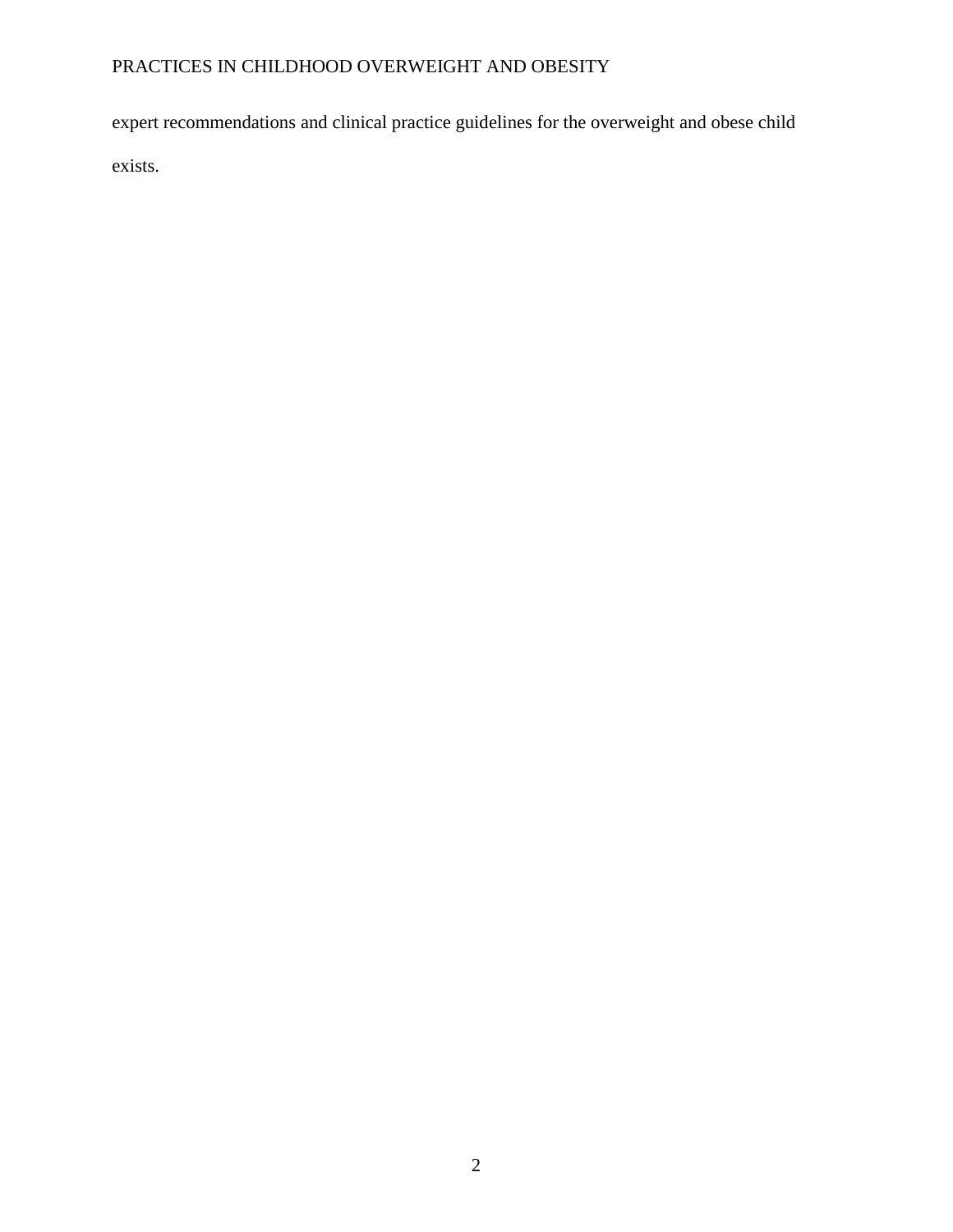expert recommendations and clinical practice guidelines for the overweight and obese child exists.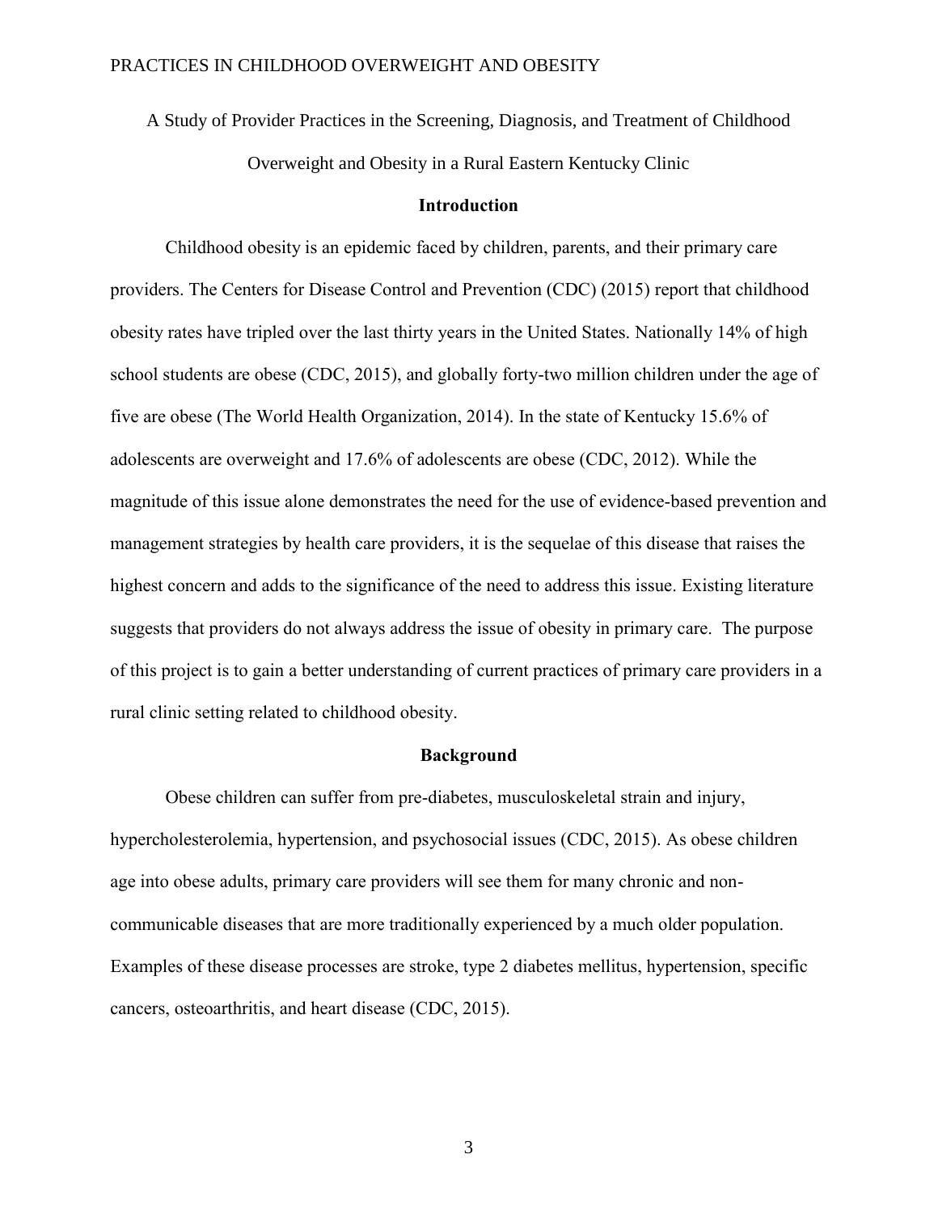A Study of Provider Practices in the Screening, Diagnosis, and Treatment of Childhood Overweight and Obesity in a Rural Eastern Kentucky Clinic

## Introduction

Childhood obesity is an epidemic faced by children, parents, and their primary care providers. The Centers for Disease Control and Prevention (CDC) (2015) report that childhood obesity rates have tripled over the last thirty years in the United States. Nationally 14% of high school students are obese (CDC, 2015), and globally forty-two million children under the age of five are obese (The World Health Organization, 2014). In the state of Kentucky 15.6% of adolescents are overweight and 17.6% of adolescents are obese (CDC, 2012). While the magnitude of this issue alone demonstrates the need for the use of evidence-based prevention and management strategies by health care providers, it is the sequelae of this disease that raises the highest concern and adds to the significance of the need to address this issue. Existing literature suggests that providers do not always address the issue of obesity in primary care. The purpose of this project is to gain a better understanding of current practices of primary care providers in a rural clinic setting related to childhood obesity.

## Background

Obese children can suffer from pre-diabetes, musculoskeletal strain and injury, hypercholesterolemia, hypertension, and psychosocial issues (CDC, 2015). As obese children age into obese adults, primary care providers will see them for many chronic and non-communicable diseases that are more traditionally experienced by a much older population. Examples of these disease processes are stroke, type 2 diabetes mellitus, hypertension, specific cancers, osteoarthritis, and heart disease (CDC, 2015).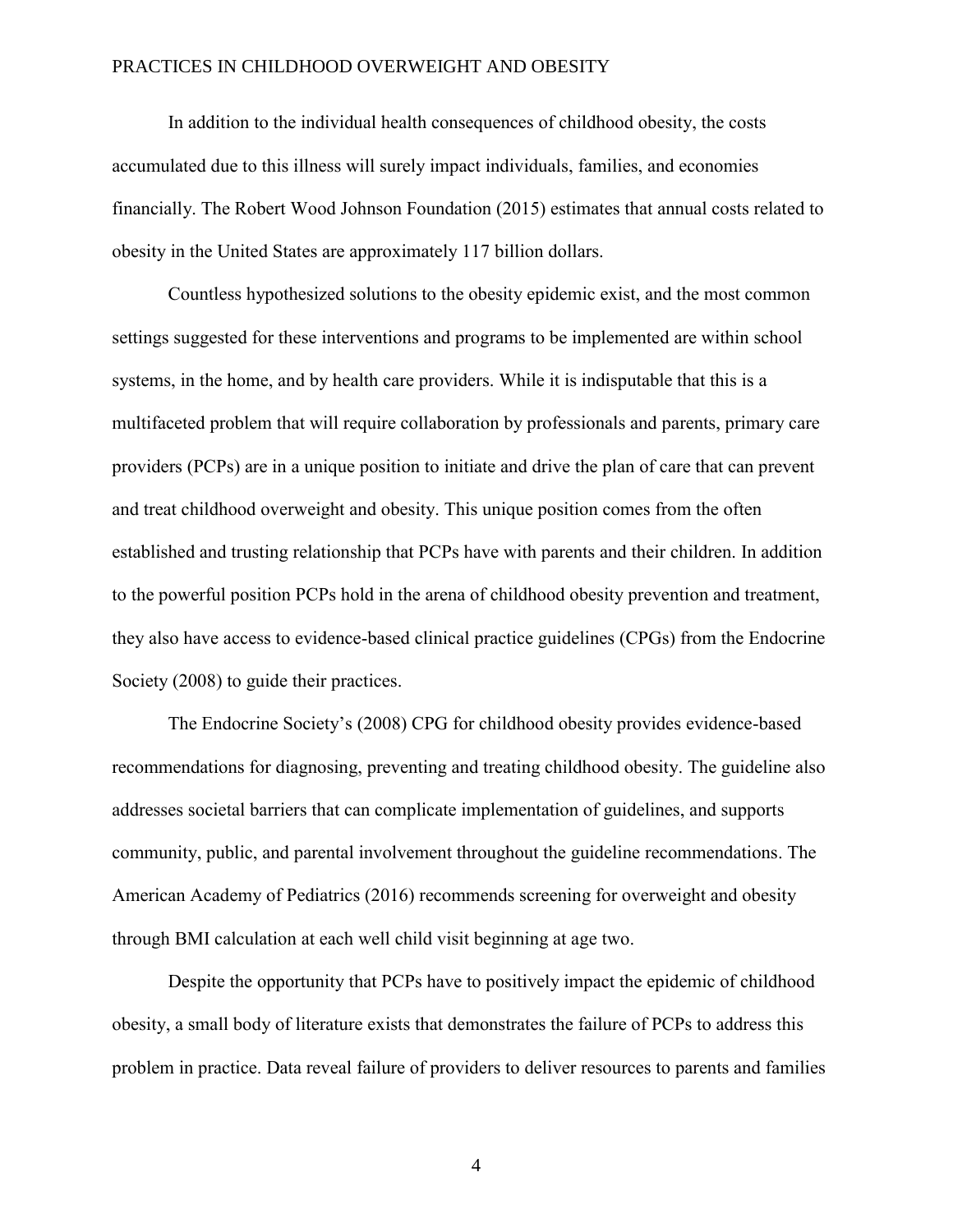In addition to the individual health consequences of childhood obesity, the costs accumulated due to this illness will surely impact individuals, families, and economies financially. The Robert Wood Johnson Foundation (2015) estimates that annual costs related to obesity in the United States are approximately 117 billion dollars.

Countless hypothesized solutions to the obesity epidemic exist, and the most common settings suggested for these interventions and programs to be implemented are within school systems, in the home, and by health care providers. While it is indisputable that this is a multifaceted problem that will require collaboration by professionals and parents, primary care providers (PCPs) are in a unique position to initiate and drive the plan of care that can prevent and treat childhood overweight and obesity. This unique position comes from the often established and trusting relationship that PCPs have with parents and their children. In addition to the powerful position PCPs hold in the arena of childhood obesity prevention and treatment, they also have access to evidence-based clinical practice guidelines (CPGs) from the Endocrine Society (2008) to guide their practices.

The Endocrine Society's (2008) CPG for childhood obesity provides evidence-based recommendations for diagnosing, preventing and treating childhood obesity. The guideline also addresses societal barriers that can complicate implementation of guidelines, and supports community, public, and parental involvement throughout the guideline recommendations. The American Academy of Pediatrics (2016) recommends screening for overweight and obesity through BMI calculation at each well child visit beginning at age two.

Despite the opportunity that PCPs have to positively impact the epidemic of childhood obesity, a small body of literature exists that demonstrates the failure of PCPs to address this problem in practice. Data reveal failure of providers to deliver resources to parents and families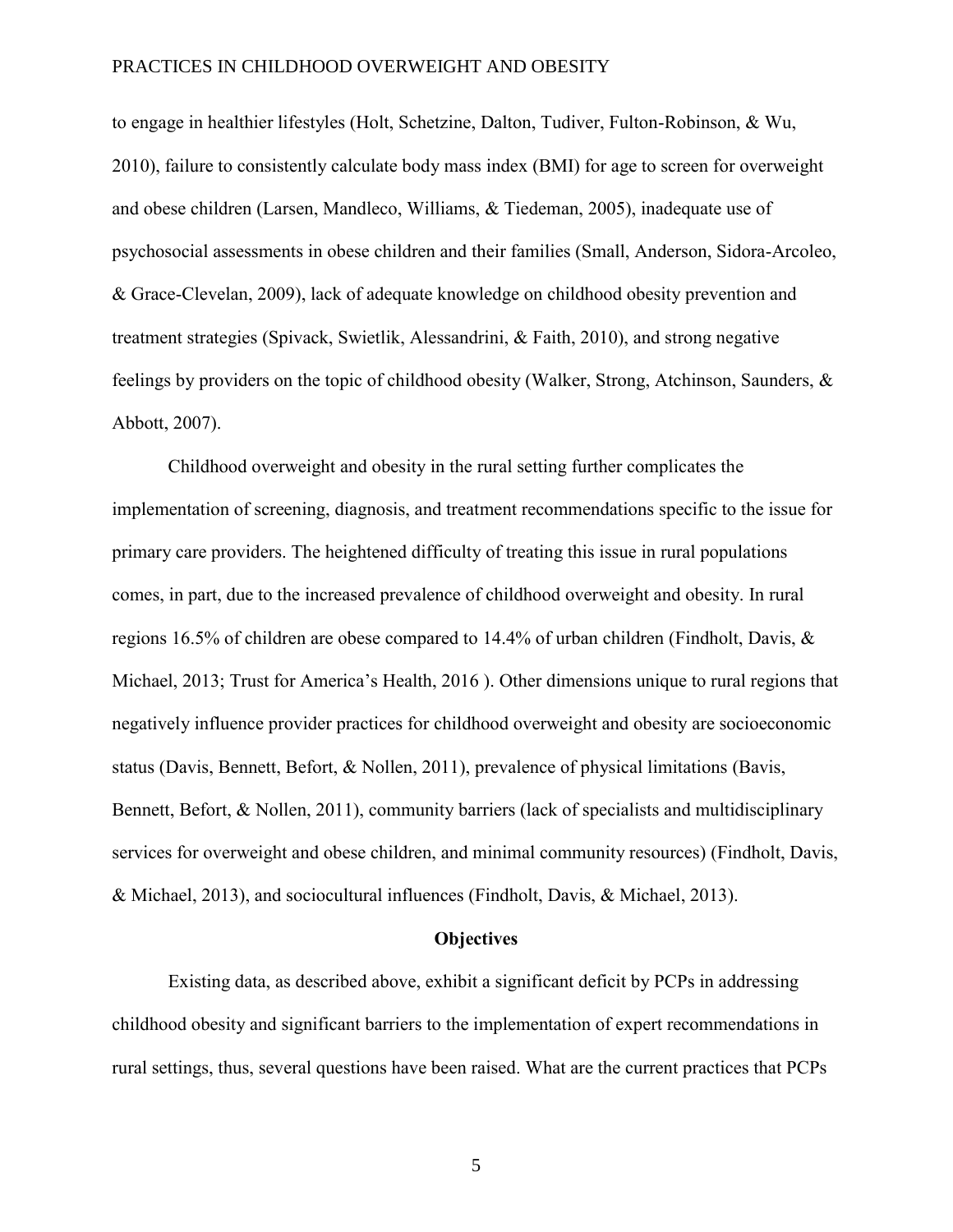to engage in healthier lifestyles (Holt, Schetzine, Dalton, Tudiver, Fulton-Robinson, & Wu, 2010), failure to consistently calculate body mass index (BMI) for age to screen for overweight and obese children (Larsen, Mandleco, Williams, & Tiedeman, 2005), inadequate use of psychosocial assessments in obese children and their families (Small, Anderson, Sidora-Arcoleo, & Grace-Clevelan, 2009), lack of adequate knowledge on childhood obesity prevention and treatment strategies (Spivack, Swietlik, Alessandrini, & Faith, 2010), and strong negative feelings by providers on the topic of childhood obesity (Walker, Strong, Atchinson, Saunders, & Abbott, 2007).

Childhood overweight and obesity in the rural setting further complicates the implementation of screening, diagnosis, and treatment recommendations specific to the issue for primary care providers. The heightened difficulty of treating this issue in rural populations comes, in part, due to the increased prevalence of childhood overweight and obesity. In rural regions 16.5% of children are obese compared to 14.4% of urban children (Findholt, Davis, & Michael, 2013; Trust for America's Health, 2016 ). Other dimensions unique to rural regions that negatively influence provider practices for childhood overweight and obesity are socioeconomic status (Davis, Bennett, Befort, & Nollen, 2011), prevalence of physical limitations (Bavis, Bennett, Befort, & Nollen, 2011), community barriers (lack of specialists and multidisciplinary services for overweight and obese children, and minimal community resources) (Findholt, Davis, & Michael, 2013), and sociocultural influences (Findholt, Davis, & Michael, 2013).

## Objectives

Existing data, as described above, exhibit a significant deficit by PCPs in addressing childhood obesity and significant barriers to the implementation of expert recommendations in rural settings, thus, several questions have been raised. What are the current practices that PCPs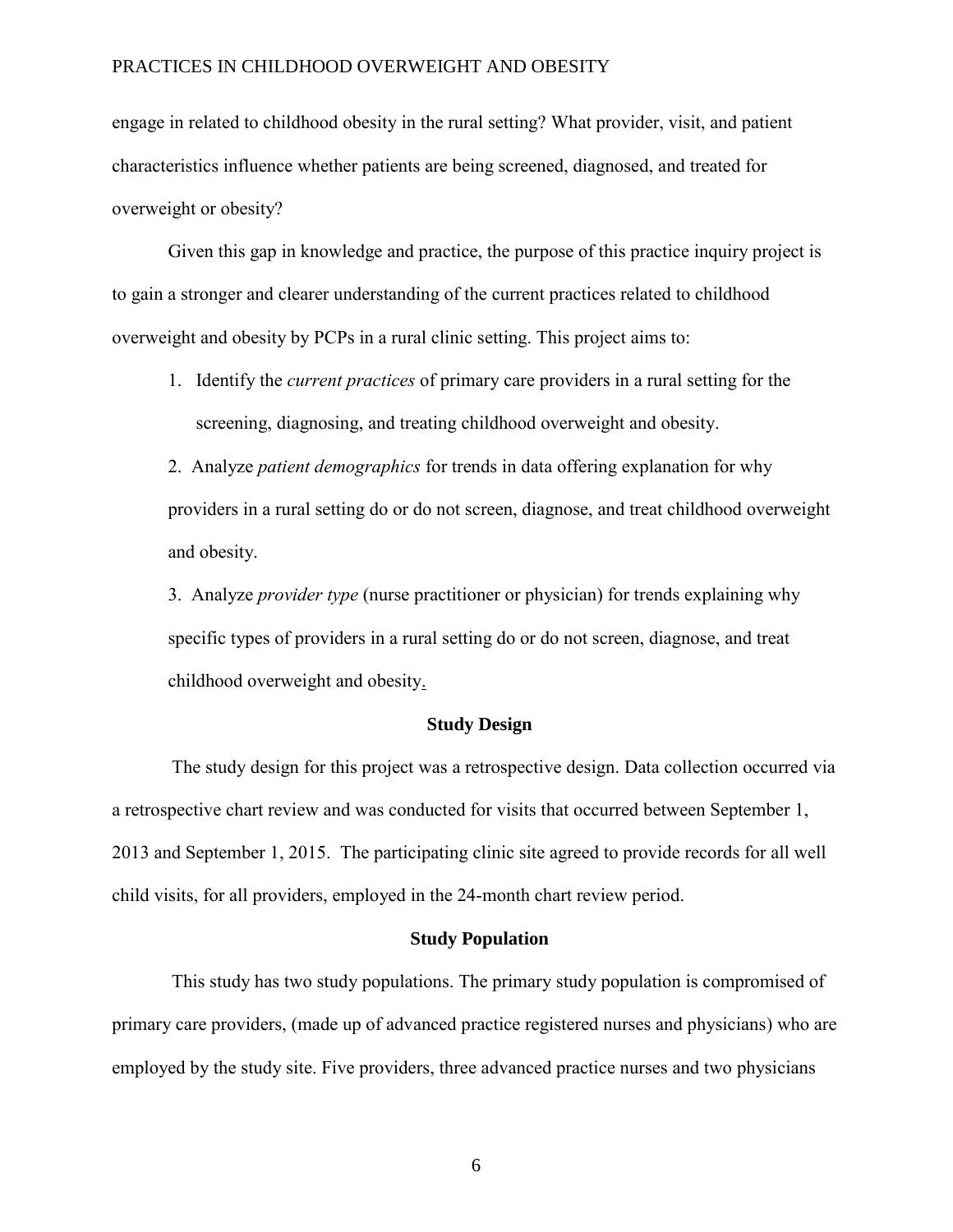engage in related to childhood obesity in the rural setting? What provider, visit, and patient characteristics influence whether patients are being screened, diagnosed, and treated for overweight or obesity?

Given this gap in knowledge and practice, the purpose of this practice inquiry project is to gain a stronger and clearer understanding of the current practices related to childhood overweight and obesity by PCPs in a rural clinic setting. This project aims to:

1. Identify the *current practices* of primary care providers in a rural setting for the screening, diagnosing, and treating childhood overweight and obesity.
2. Analyze *patient demographics* for trends in data offering explanation for why providers in a rural setting do or do not screen, diagnose, and treat childhood overweight and obesity.
3. Analyze *provider type* (nurse practitioner or physician) for trends explaining why specific types of providers in a rural setting do or do not screen, diagnose, and treat childhood overweight and obesity.

## Study Design

The study design for this project was a retrospective design. Data collection occurred via a retrospective chart review and was conducted for visits that occurred between September 1, 2013 and September 1, 2015. The participating clinic site agreed to provide records for all well child visits, for all providers, employed in the 24-month chart review period.

## Study Population

This study has two study populations. The primary study population is compromised of primary care providers, (made up of advanced practice registered nurses and physicians) who are employed by the study site. Five providers, three advanced practice nurses and two physicians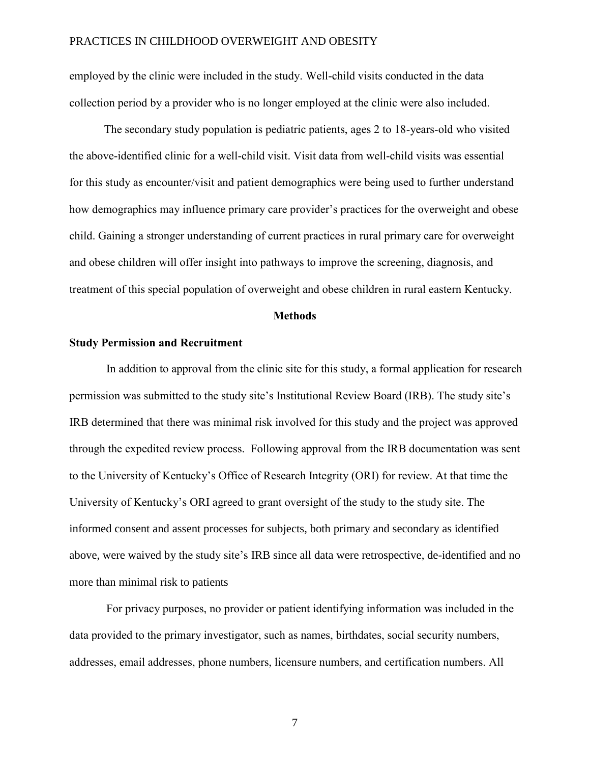employed by the clinic were included in the study. Well-child visits conducted in the data collection period by a provider who is no longer employed at the clinic were also included.

The secondary study population is pediatric patients, ages 2 to 18-years-old who visited the above-identified clinic for a well-child visit. Visit data from well-child visits was essential for this study as encounter/visit and patient demographics were being used to further understand how demographics may influence primary care provider's practices for the overweight and obese child. Gaining a stronger understanding of current practices in rural primary care for overweight and obese children will offer insight into pathways to improve the screening, diagnosis, and treatment of this special population of overweight and obese children in rural eastern Kentucky.

# Methods

## Study Permission and Recruitment

In addition to approval from the clinic site for this study, a formal application for research permission was submitted to the study site's Institutional Review Board (IRB). The study site's IRB determined that there was minimal risk involved for this study and the project was approved through the expedited review process. Following approval from the IRB documentation was sent to the University of Kentucky's Office of Research Integrity (ORI) for review. At that time the University of Kentucky's ORI agreed to grant oversight of the study to the study site. The informed consent and assent processes for subjects, both primary and secondary as identified above, were waived by the study site's IRB since all data were retrospective, de-identified and no more than minimal risk to patients

For privacy purposes, no provider or patient identifying information was included in the data provided to the primary investigator, such as names, birthdates, social security numbers, addresses, email addresses, phone numbers, licensure numbers, and certification numbers. All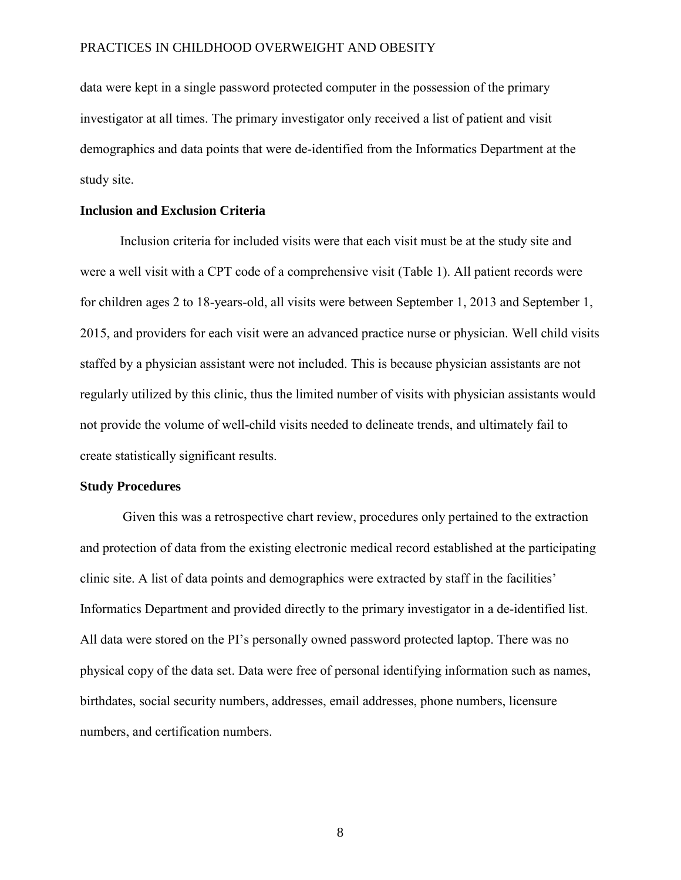data were kept in a single password protected computer in the possession of the primary investigator at all times. The primary investigator only received a list of patient and visit demographics and data points that were de-identified from the Informatics Department at the study site.

### Inclusion and Exclusion Criteria

Inclusion criteria for included visits were that each visit must be at the study site and were a well visit with a CPT code of a comprehensive visit (Table 1). All patient records were for children ages 2 to 18-years-old, all visits were between September 1, 2013 and September 1, 2015, and providers for each visit were an advanced practice nurse or physician. Well child visits staffed by a physician assistant were not included. This is because physician assistants are not regularly utilized by this clinic, thus the limited number of visits with physician assistants would not provide the volume of well-child visits needed to delineate trends, and ultimately fail to create statistically significant results.

### Study Procedures

Given this was a retrospective chart review, procedures only pertained to the extraction and protection of data from the existing electronic medical record established at the participating clinic site. A list of data points and demographics were extracted by staff in the facilities' Informatics Department and provided directly to the primary investigator in a de-identified list. All data were stored on the PI's personally owned password protected laptop. There was no physical copy of the data set. Data were free of personal identifying information such as names, birthdates, social security numbers, addresses, email addresses, phone numbers, licensure numbers, and certification numbers.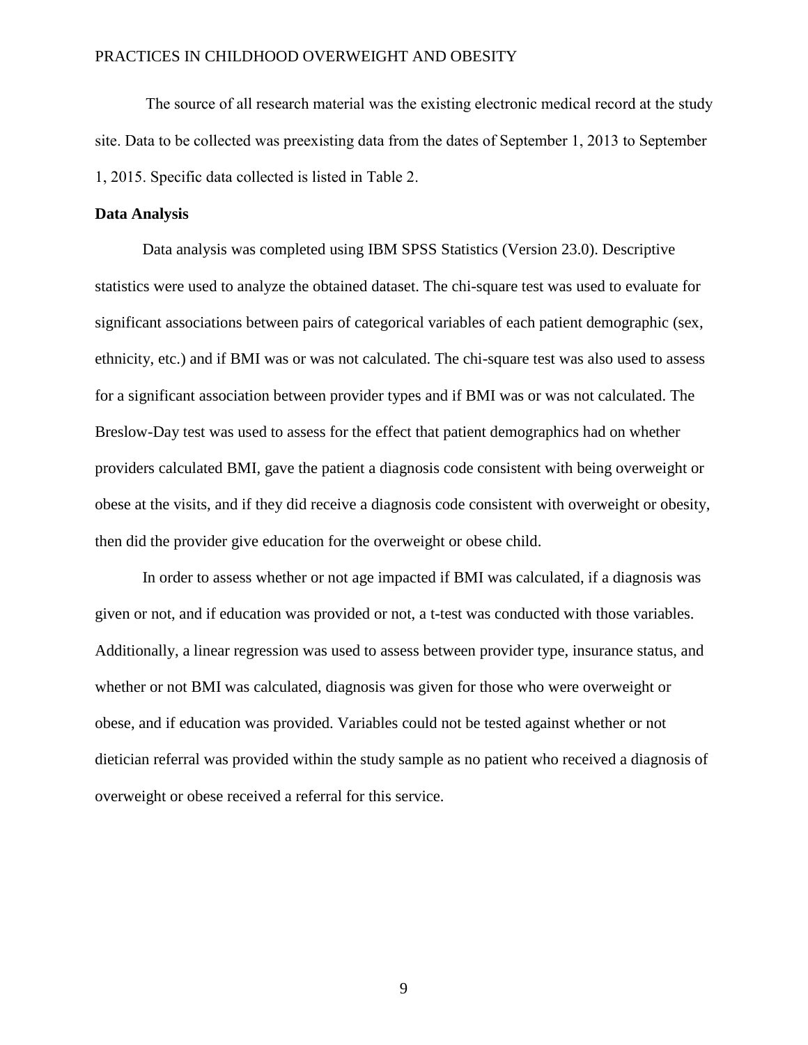The source of all research material was the existing electronic medical record at the study site. Data to be collected was preexisting data from the dates of September 1, 2013 to September 1, 2015. Specific data collected is listed in Table 2.

**Data Analysis**

Data analysis was completed using IBM SPSS Statistics (Version 23.0). Descriptive statistics were used to analyze the obtained dataset. The chi-square test was used to evaluate for significant associations between pairs of categorical variables of each patient demographic (sex, ethnicity, etc.) and if BMI was or was not calculated. The chi-square test was also used to assess for a significant association between provider types and if BMI was or was not calculated. The Breslow-Day test was used to assess for the effect that patient demographics had on whether providers calculated BMI, gave the patient a diagnosis code consistent with being overweight or obese at the visits, and if they did receive a diagnosis code consistent with overweight or obesity, then did the provider give education for the overweight or obese child.

In order to assess whether or not age impacted if BMI was calculated, if a diagnosis was given or not, and if education was provided or not, a t-test was conducted with those variables. Additionally, a linear regression was used to assess between provider type, insurance status, and whether or not BMI was calculated, diagnosis was given for those who were overweight or obese, and if education was provided. Variables could not be tested against whether or not dietician referral was provided within the study sample as no patient who received a diagnosis of overweight or obese received a referral for this service.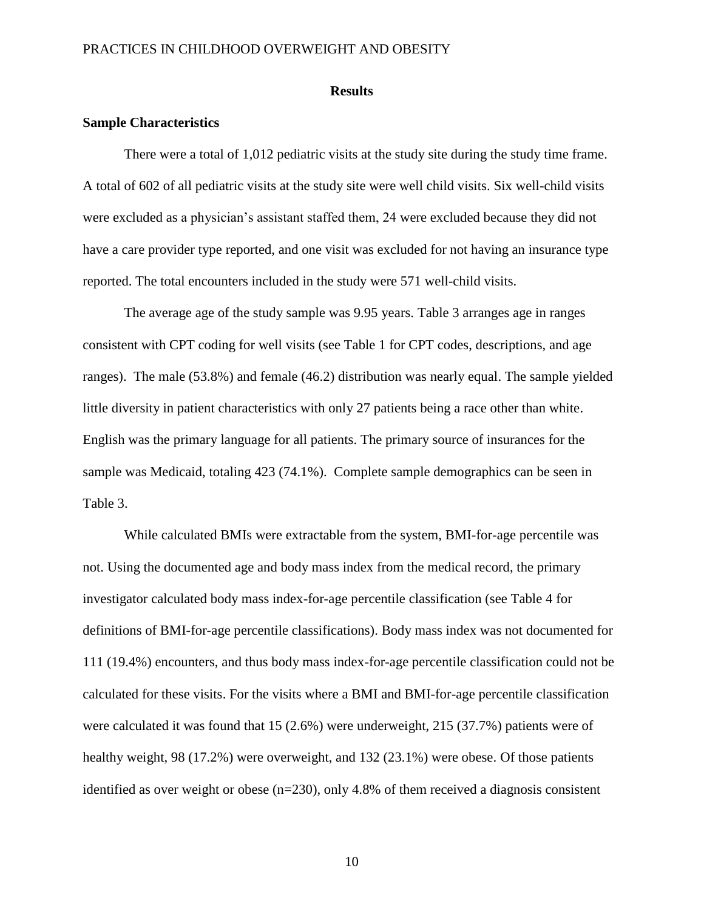## Results

### Sample Characteristics

There were a total of 1,012 pediatric visits at the study site during the study time frame. A total of 602 of all pediatric visits at the study site were well child visits. Six well-child visits were excluded as a physician's assistant staffed them, 24 were excluded because they did not have a care provider type reported, and one visit was excluded for not having an insurance type reported. The total encounters included in the study were 571 well-child visits.

The average age of the study sample was 9.95 years. Table 3 arranges age in ranges consistent with CPT coding for well visits (see Table 1 for CPT codes, descriptions, and age ranges). The male (53.8%) and female (46.2) distribution was nearly equal. The sample yielded little diversity in patient characteristics with only 27 patients being a race other than white. English was the primary language for all patients. The primary source of insurances for the sample was Medicaid, totaling 423 (74.1%). Complete sample demographics can be seen in Table 3.

While calculated BMIs were extractable from the system, BMI-for-age percentile was not. Using the documented age and body mass index from the medical record, the primary investigator calculated body mass index-for-age percentile classification (see Table 4 for definitions of BMI-for-age percentile classifications). Body mass index was not documented for 111 (19.4%) encounters, and thus body mass index-for-age percentile classification could not be calculated for these visits. For the visits where a BMI and BMI-for-age percentile classification were calculated it was found that 15 (2.6%) were underweight, 215 (37.7%) patients were of healthy weight, 98 (17.2%) were overweight, and 132 (23.1%) were obese. Of those patients identified as over weight or obese (n=230), only 4.8% of them received a diagnosis consistent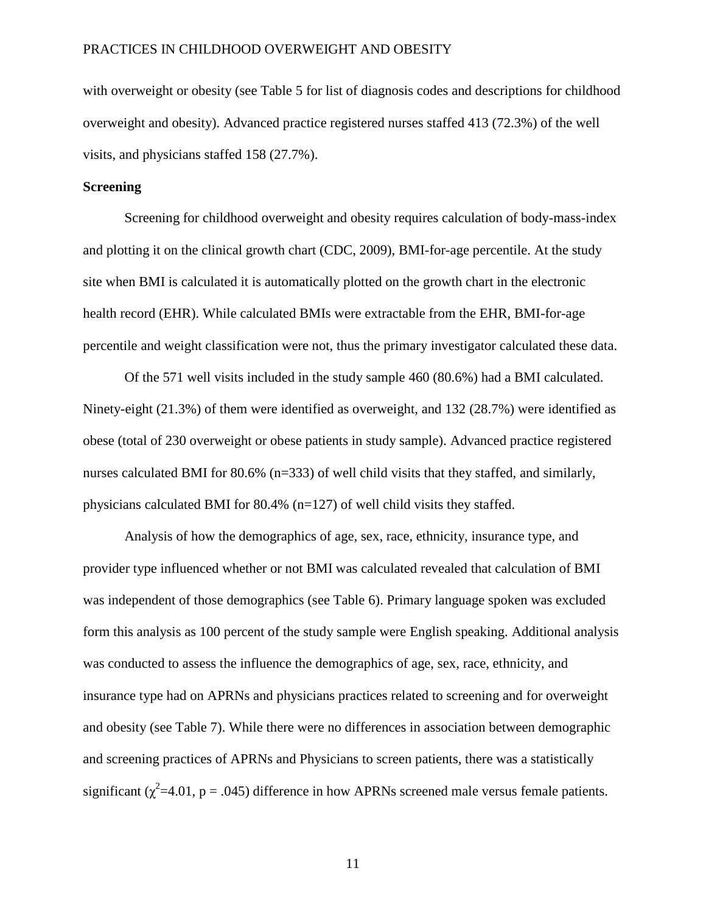with overweight or obesity (see Table 5 for list of diagnosis codes and descriptions for childhood overweight and obesity). Advanced practice registered nurses staffed 413 (72.3%) of the well visits, and physicians staffed 158 (27.7%).

**Screening**

Screening for childhood overweight and obesity requires calculation of body-mass-index and plotting it on the clinical growth chart (CDC, 2009), BMI-for-age percentile. At the study site when BMI is calculated it is automatically plotted on the growth chart in the electronic health record (EHR). While calculated BMIs were extractable from the EHR, BMI-for-age percentile and weight classification were not, thus the primary investigator calculated these data.

Of the 571 well visits included in the study sample 460 (80.6%) had a BMI calculated. Ninety-eight (21.3%) of them were identified as overweight, and 132 (28.7%) were identified as obese (total of 230 overweight or obese patients in study sample). Advanced practice registered nurses calculated BMI for 80.6% (n=333) of well child visits that they staffed, and similarly, physicians calculated BMI for 80.4% (n=127) of well child visits they staffed.

Analysis of how the demographics of age, sex, race, ethnicity, insurance type, and provider type influenced whether or not BMI was calculated revealed that calculation of BMI was independent of those demographics (see Table 6). Primary language spoken was excluded form this analysis as 100 percent of the study sample were English speaking. Additional analysis was conducted to assess the influence the demographics of age, sex, race, ethnicity, and insurance type had on APRNs and physicians practices related to screening and for overweight and obesity (see Table 7). While there were no differences in association between demographic and screening practices of APRNs and Physicians to screen patients, there was a statistically significant ($\chi^2$=4.01, p = .045) difference in how APRNs screened male versus female patients.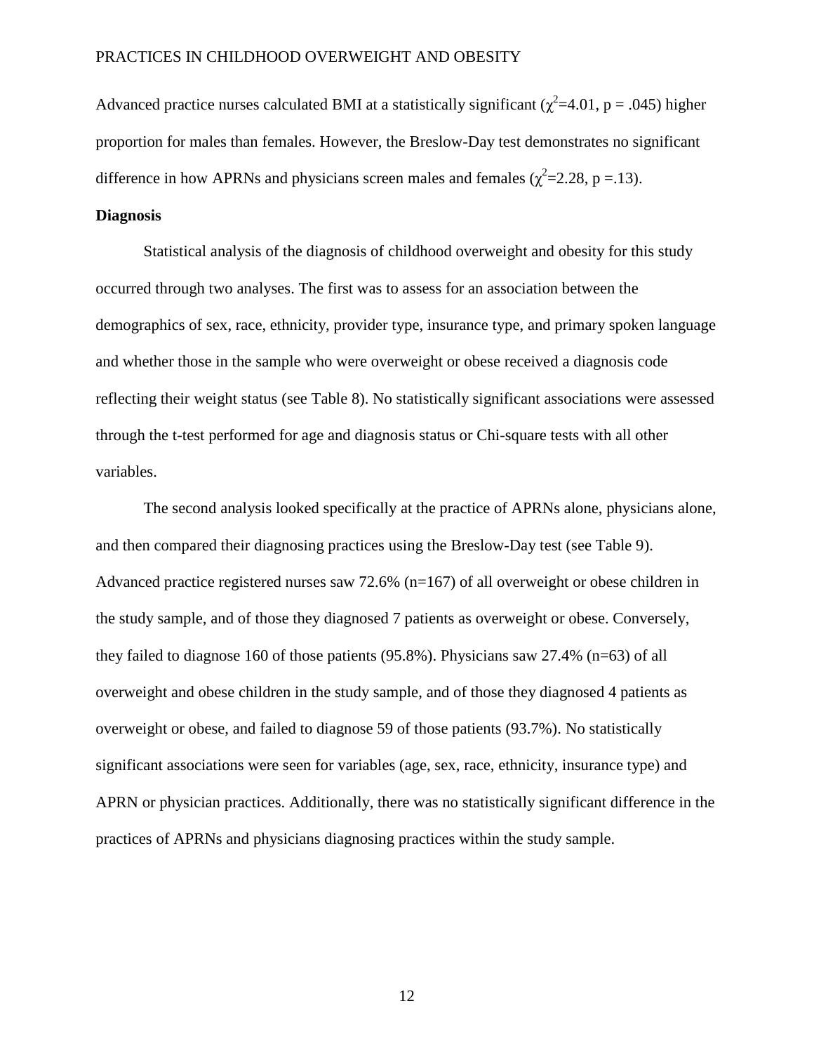Advanced practice nurses calculated BMI at a statistically significant ($\chi^2$=4.01, p = .045) higher proportion for males than females. However, the Breslow-Day test demonstrates no significant difference in how APRNs and physicians screen males and females ($\chi^2$=2.28, p =.13).

**Diagnosis**

Statistical analysis of the diagnosis of childhood overweight and obesity for this study occurred through two analyses. The first was to assess for an association between the demographics of sex, race, ethnicity, provider type, insurance type, and primary spoken language and whether those in the sample who were overweight or obese received a diagnosis code reflecting their weight status (see Table 8). No statistically significant associations were assessed through the t-test performed for age and diagnosis status or Chi-square tests with all other variables.

The second analysis looked specifically at the practice of APRNs alone, physicians alone, and then compared their diagnosing practices using the Breslow-Day test (see Table 9). Advanced practice registered nurses saw 72.6% (n=167) of all overweight or obese children in the study sample, and of those they diagnosed 7 patients as overweight or obese. Conversely, they failed to diagnose 160 of those patients (95.8%). Physicians saw 27.4% (n=63) of all overweight and obese children in the study sample, and of those they diagnosed 4 patients as overweight or obese, and failed to diagnose 59 of those patients (93.7%). No statistically significant associations were seen for variables (age, sex, race, ethnicity, insurance type) and APRN or physician practices. Additionally, there was no statistically significant difference in the practices of APRNs and physicians diagnosing practices within the study sample.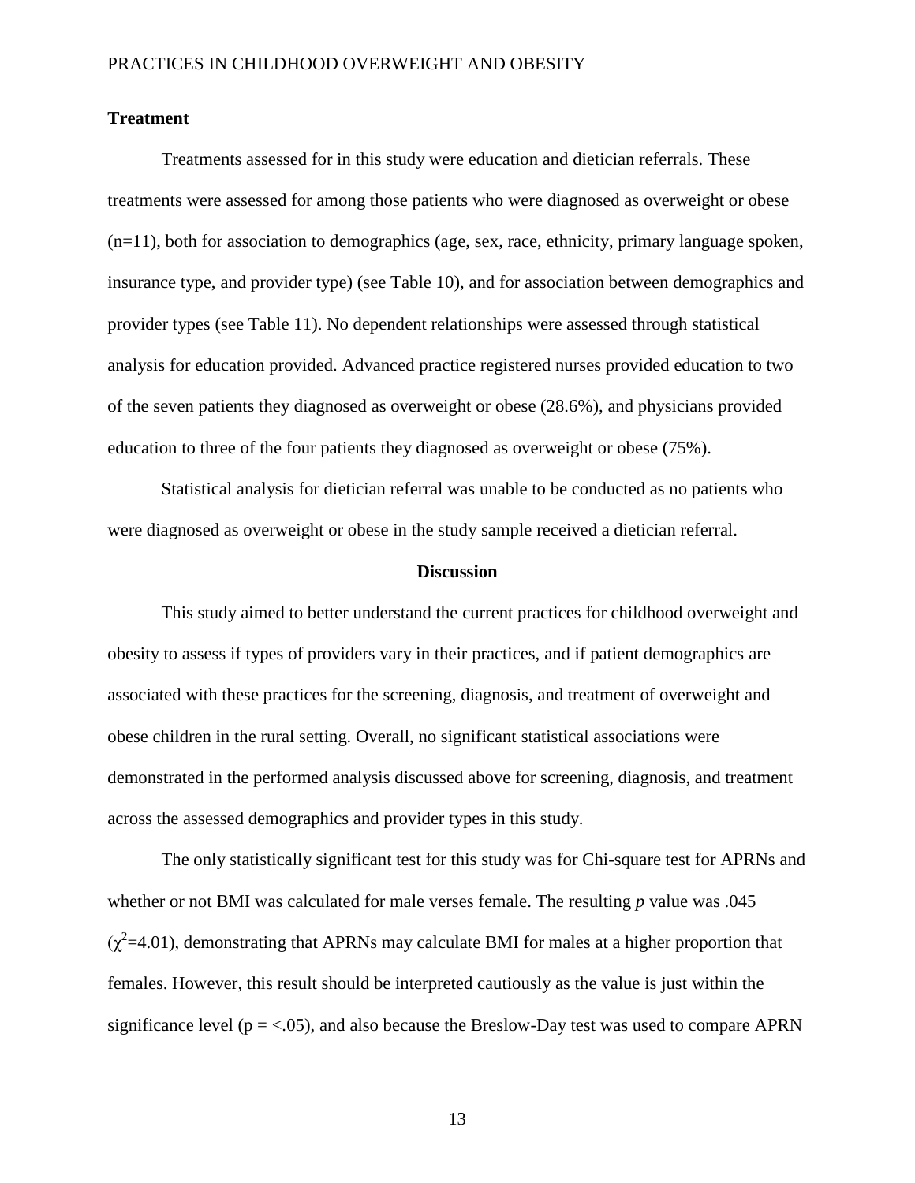### Treatment

Treatments assessed for in this study were education and dietician referrals. These treatments were assessed for among those patients who were diagnosed as overweight or obese (n=11), both for association to demographics (age, sex, race, ethnicity, primary language spoken, insurance type, and provider type) (see Table 10), and for association between demographics and provider types (see Table 11). No dependent relationships were assessed through statistical analysis for education provided. Advanced practice registered nurses provided education to two of the seven patients they diagnosed as overweight or obese (28.6%), and physicians provided education to three of the four patients they diagnosed as overweight or obese (75%).

Statistical analysis for dietician referral was unable to be conducted as no patients who were diagnosed as overweight or obese in the study sample received a dietician referral.

## Discussion

This study aimed to better understand the current practices for childhood overweight and obesity to assess if types of providers vary in their practices, and if patient demographics are associated with these practices for the screening, diagnosis, and treatment of overweight and obese children in the rural setting. Overall, no significant statistical associations were demonstrated in the performed analysis discussed above for screening, diagnosis, and treatment across the assessed demographics and provider types in this study.

The only statistically significant test for this study was for Chi-square test for APRNs and whether or not BMI was calculated for male verses female. The resulting *p* value was .045 ($\chi^2$=4.01), demonstrating that APRNs may calculate BMI for males at a higher proportion that females. However, this result should be interpreted cautiously as the value is just within the significance level (p = <.05), and also because the Breslow-Day test was used to compare APRN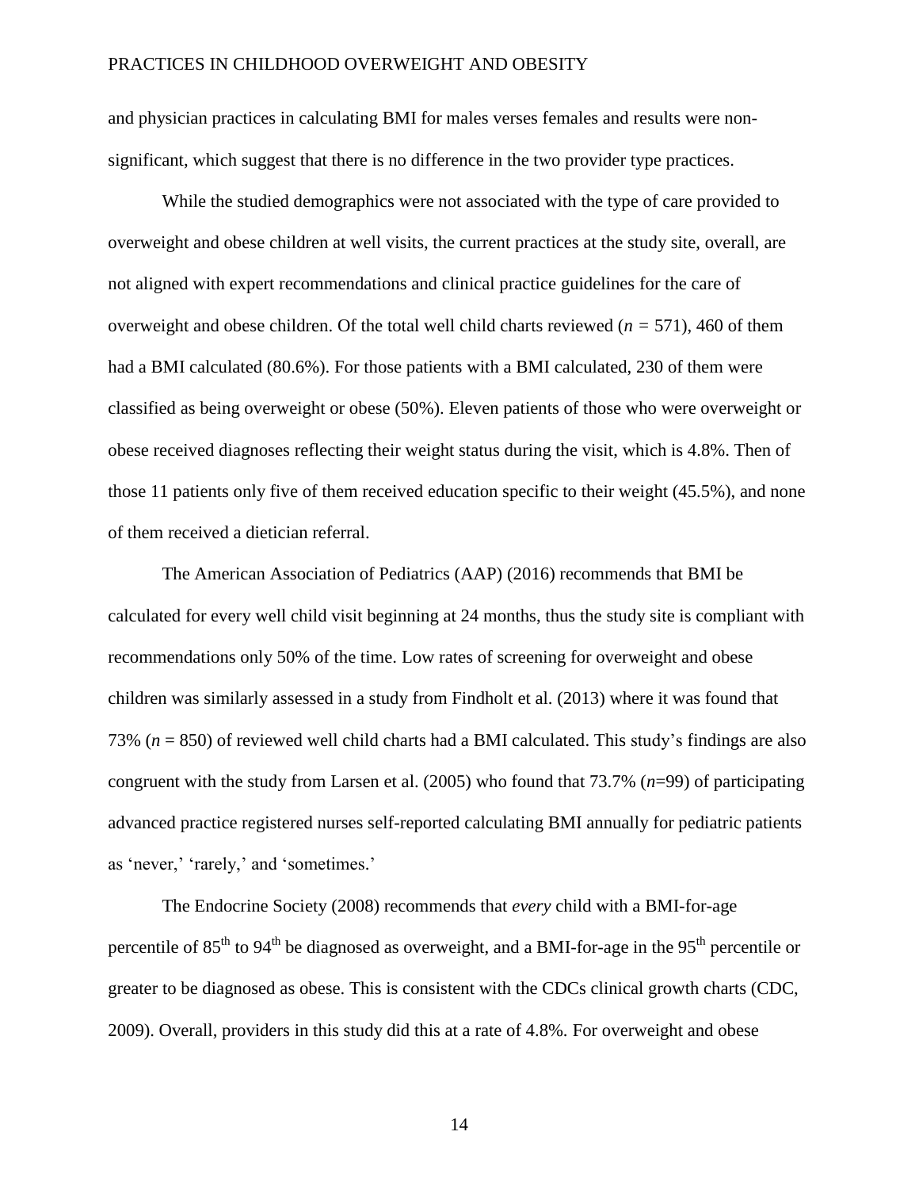and physician practices in calculating BMI for males verses females and results were non-significant, which suggest that there is no difference in the two provider type practices.

While the studied demographics were not associated with the type of care provided to overweight and obese children at well visits, the current practices at the study site, overall, are not aligned with expert recommendations and clinical practice guidelines for the care of overweight and obese children. Of the total well child charts reviewed ($n = 571$), 460 of them had a BMI calculated (80.6%). For those patients with a BMI calculated, 230 of them were classified as being overweight or obese (50%). Eleven patients of those who were overweight or obese received diagnoses reflecting their weight status during the visit, which is 4.8%. Then of those 11 patients only five of them received education specific to their weight (45.5%), and none of them received a dietician referral.

The American Association of Pediatrics (AAP) (2016) recommends that BMI be calculated for every well child visit beginning at 24 months, thus the study site is compliant with recommendations only 50% of the time. Low rates of screening for overweight and obese children was similarly assessed in a study from Findholt et al. (2013) where it was found that 73% ($n = 850$) of reviewed well child charts had a BMI calculated. This study's findings are also congruent with the study from Larsen et al. (2005) who found that 73.7% ($n$=99) of participating advanced practice registered nurses self-reported calculating BMI annually for pediatric patients as 'never,' 'rarely,' and 'sometimes.'

The Endocrine Society (2008) recommends that *every* child with a BMI-for-age percentile of 85$^{th}$ to 94$^{th}$ be diagnosed as overweight, and a BMI-for-age in the 95$^{th}$ percentile or greater to be diagnosed as obese. This is consistent with the CDCs clinical growth charts (CDC, 2009). Overall, providers in this study did this at a rate of 4.8%. For overweight and obese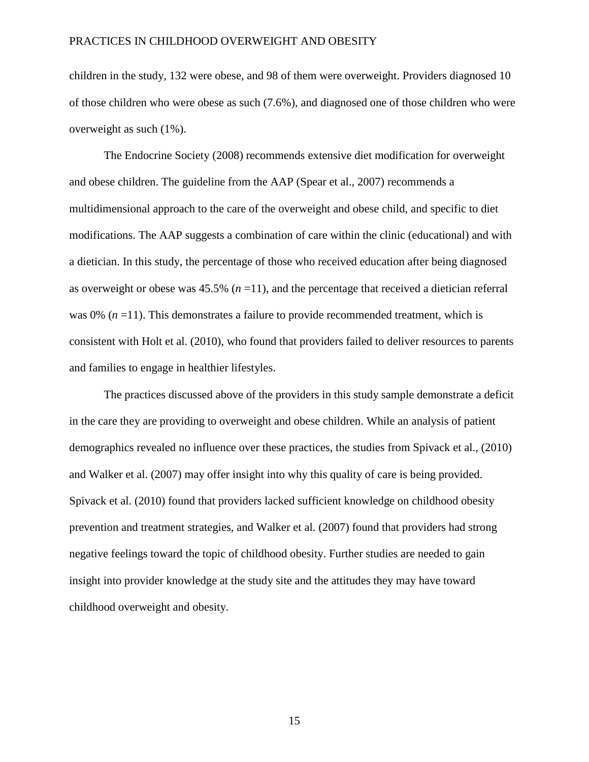children in the study, 132 were obese, and 98 of them were overweight. Providers diagnosed 10 of those children who were obese as such (7.6%), and diagnosed one of those children who were overweight as such (1%).

The Endocrine Society (2008) recommends extensive diet modification for overweight and obese children. The guideline from the AAP (Spear et al., 2007) recommends a multidimensional approach to the care of the overweight and obese child, and specific to diet modifications. The AAP suggests a combination of care within the clinic (educational) and with a dietician. In this study, the percentage of those who received education after being diagnosed as overweight or obese was 45.5% ($n$ =11), and the percentage that received a dietician referral was 0% ($n$ =11). This demonstrates a failure to provide recommended treatment, which is consistent with Holt et al. (2010), who found that providers failed to deliver resources to parents and families to engage in healthier lifestyles.

The practices discussed above of the providers in this study sample demonstrate a deficit in the care they are providing to overweight and obese children. While an analysis of patient demographics revealed no influence over these practices, the studies from Spivack et al., (2010) and Walker et al. (2007) may offer insight into why this quality of care is being provided. Spivack et al. (2010) found that providers lacked sufficient knowledge on childhood obesity prevention and treatment strategies, and Walker et al. (2007) found that providers had strong negative feelings toward the topic of childhood obesity. Further studies are needed to gain insight into provider knowledge at the study site and the attitudes they may have toward childhood overweight and obesity.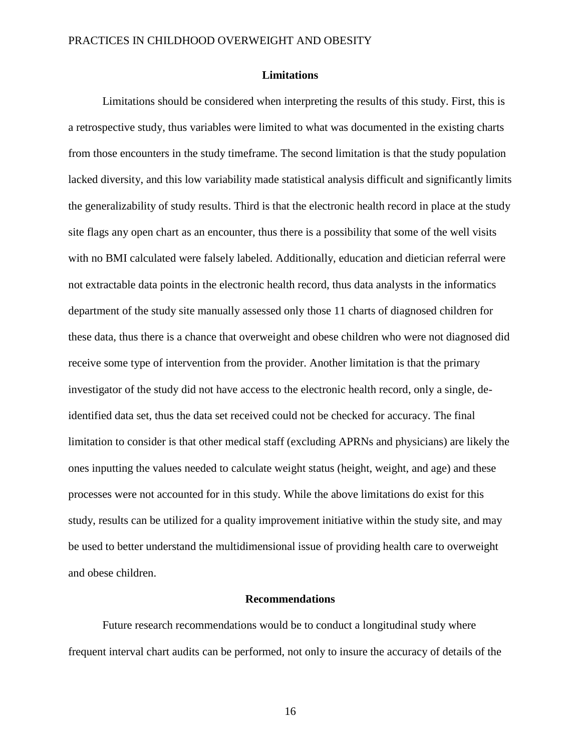## Limitations

Limitations should be considered when interpreting the results of this study. First, this is a retrospective study, thus variables were limited to what was documented in the existing charts from those encounters in the study timeframe. The second limitation is that the study population lacked diversity, and this low variability made statistical analysis difficult and significantly limits the generalizability of study results. Third is that the electronic health record in place at the study site flags any open chart as an encounter, thus there is a possibility that some of the well visits with no BMI calculated were falsely labeled. Additionally, education and dietician referral were not extractable data points in the electronic health record, thus data analysts in the informatics department of the study site manually assessed only those 11 charts of diagnosed children for these data, thus there is a chance that overweight and obese children who were not diagnosed did receive some type of intervention from the provider. Another limitation is that the primary investigator of the study did not have access to the electronic health record, only a single, de-identified data set, thus the data set received could not be checked for accuracy. The final limitation to consider is that other medical staff (excluding APRNs and physicians) are likely the ones inputting the values needed to calculate weight status (height, weight, and age) and these processes were not accounted for in this study. While the above limitations do exist for this study, results can be utilized for a quality improvement initiative within the study site, and may be used to better understand the multidimensional issue of providing health care to overweight and obese children.

## Recommendations

Future research recommendations would be to conduct a longitudinal study where frequent interval chart audits can be performed, not only to insure the accuracy of details of the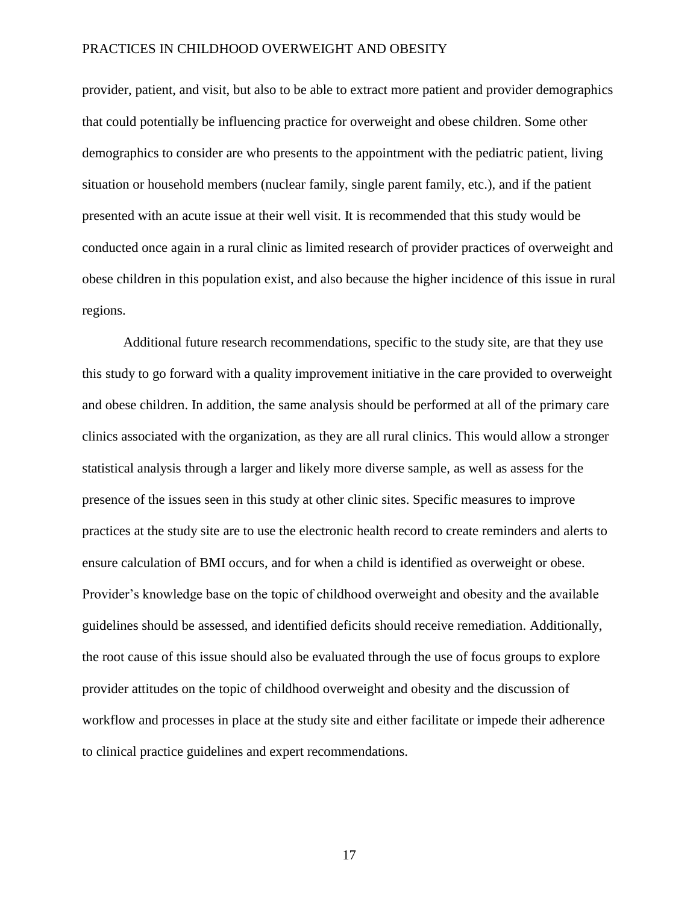provider, patient, and visit, but also to be able to extract more patient and provider demographics that could potentially be influencing practice for overweight and obese children. Some other demographics to consider are who presents to the appointment with the pediatric patient, living situation or household members (nuclear family, single parent family, etc.), and if the patient presented with an acute issue at their well visit. It is recommended that this study would be conducted once again in a rural clinic as limited research of provider practices of overweight and obese children in this population exist, and also because the higher incidence of this issue in rural regions.

Additional future research recommendations, specific to the study site, are that they use this study to go forward with a quality improvement initiative in the care provided to overweight and obese children. In addition, the same analysis should be performed at all of the primary care clinics associated with the organization, as they are all rural clinics. This would allow a stronger statistical analysis through a larger and likely more diverse sample, as well as assess for the presence of the issues seen in this study at other clinic sites. Specific measures to improve practices at the study site are to use the electronic health record to create reminders and alerts to ensure calculation of BMI occurs, and for when a child is identified as overweight or obese. Provider's knowledge base on the topic of childhood overweight and obesity and the available guidelines should be assessed, and identified deficits should receive remediation. Additionally, the root cause of this issue should also be evaluated through the use of focus groups to explore provider attitudes on the topic of childhood overweight and obesity and the discussion of workflow and processes in place at the study site and either facilitate or impede their adherence to clinical practice guidelines and expert recommendations.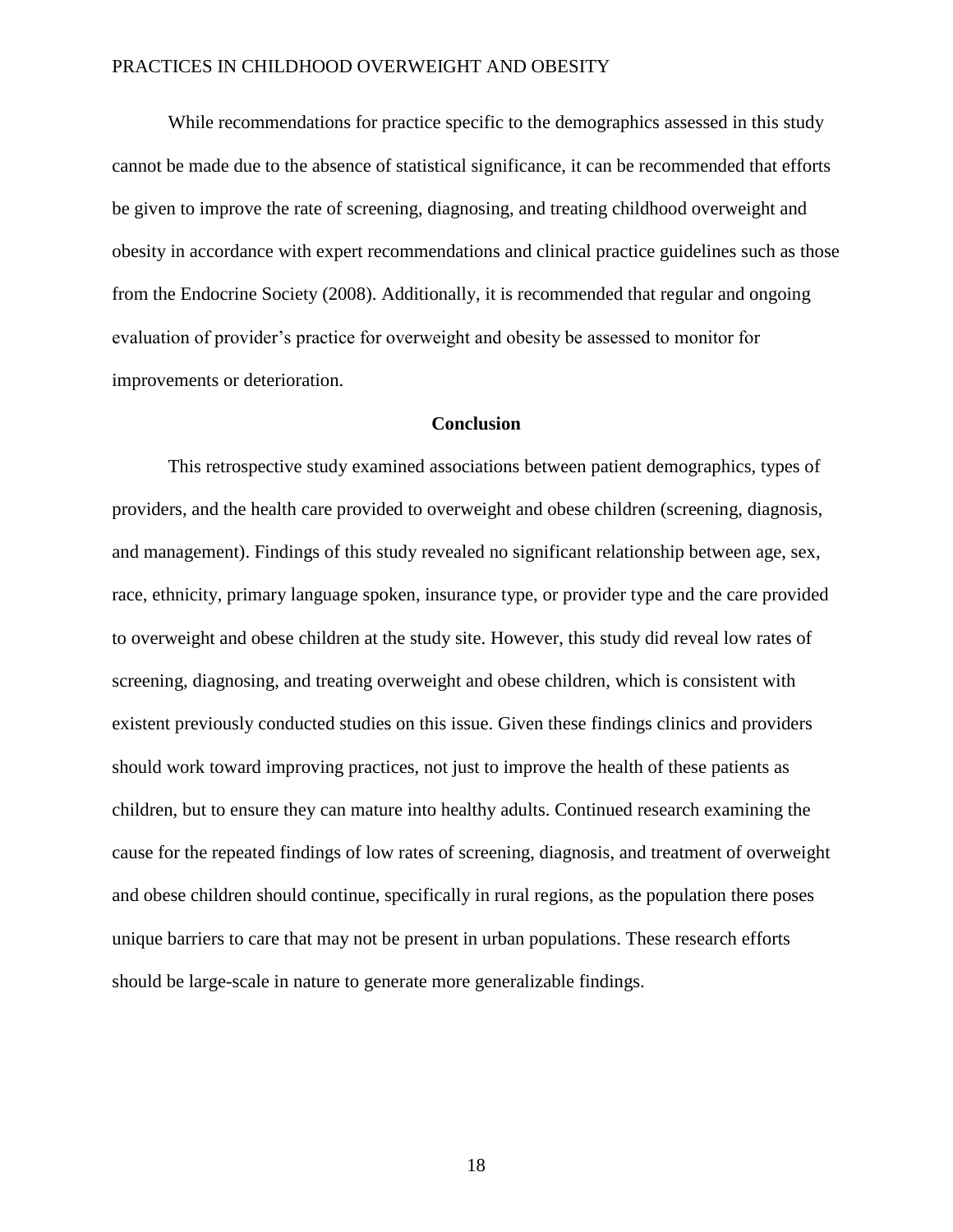While recommendations for practice specific to the demographics assessed in this study cannot be made due to the absence of statistical significance, it can be recommended that efforts be given to improve the rate of screening, diagnosing, and treating childhood overweight and obesity in accordance with expert recommendations and clinical practice guidelines such as those from the Endocrine Society (2008). Additionally, it is recommended that regular and ongoing evaluation of provider's practice for overweight and obesity be assessed to monitor for improvements or deterioration.

## Conclusion

This retrospective study examined associations between patient demographics, types of providers, and the health care provided to overweight and obese children (screening, diagnosis, and management). Findings of this study revealed no significant relationship between age, sex, race, ethnicity, primary language spoken, insurance type, or provider type and the care provided to overweight and obese children at the study site. However, this study did reveal low rates of screening, diagnosing, and treating overweight and obese children, which is consistent with existent previously conducted studies on this issue. Given these findings clinics and providers should work toward improving practices, not just to improve the health of these patients as children, but to ensure they can mature into healthy adults. Continued research examining the cause for the repeated findings of low rates of screening, diagnosis, and treatment of overweight and obese children should continue, specifically in rural regions, as the population there poses unique barriers to care that may not be present in urban populations. These research efforts should be large-scale in nature to generate more generalizable findings.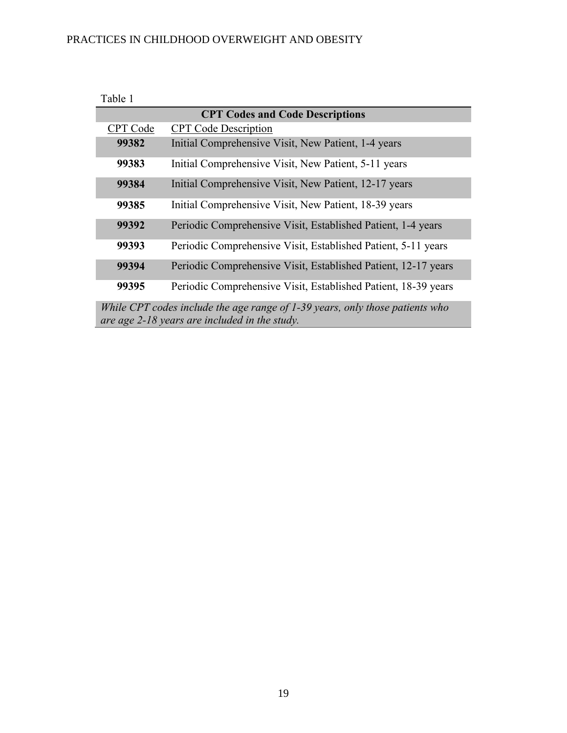Table 1

| CPT Codes and Code Descriptions | |
|---|---|
| CPT Code | CPT Code Description |
| **99382** | Initial Comprehensive Visit, New Patient, 1-4 years |
| **99383** | Initial Comprehensive Visit, New Patient, 5-11 years |
| **99384** | Initial Comprehensive Visit, New Patient, 12-17 years |
| **99385** | Initial Comprehensive Visit, New Patient, 18-39 years |
| **99392** | Periodic Comprehensive Visit, Established Patient, 1-4 years |
| **99393** | Periodic Comprehensive Visit, Established Patient, 5-11 years |
| **99394** | Periodic Comprehensive Visit, Established Patient, 12-17 years |
| **99395** | Periodic Comprehensive Visit, Established Patient, 18-39 years |

*While CPT codes include the age range of 1-39 years, only those patients who are age 2-18 years are included in the study.*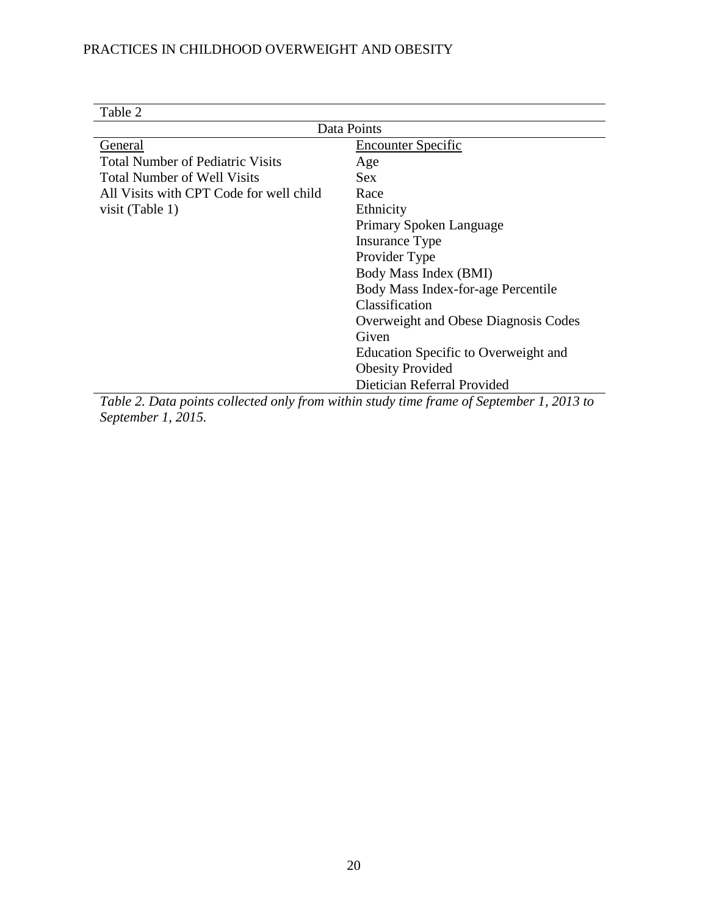Table 2

| Data Points | |
|---|---|
| General | Encounter Specific |
| Total Number of Pediatric Visits | Age |
| Total Number of Well Visits | Sex |
| All Visits with CPT Code for well child visit (Table 1) | Race |
| | Ethnicity |
| | Primary Spoken Language |
| | Insurance Type |
| | Provider Type |
| | Body Mass Index (BMI) |
| | Body Mass Index-for-age Percentile Classification |
| | Overweight and Obese Diagnosis Codes Given |
| | Education Specific to Overweight and Obesity Provided |
| | Dietician Referral Provided |

*Table 2. Data points collected only from within study time frame of September 1, 2013 to September 1, 2015.*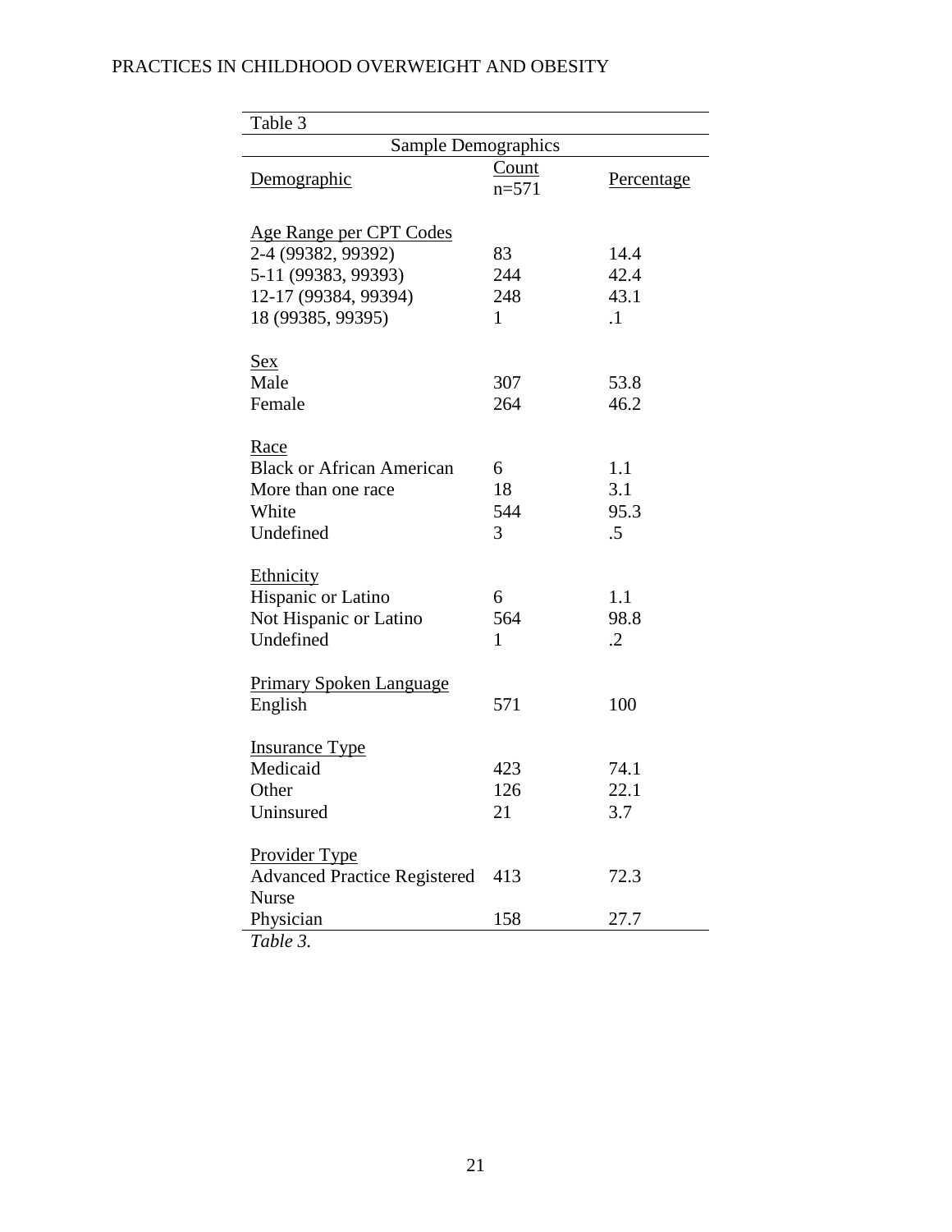Table 3

| Sample Demographics | | |
|---|---|---|
| Demographic | Count n=571 | Percentage |
| **Age Range per CPT Codes** | | |
| 2-4 (99382, 99392) | 83 | 14.4 |
| 5-11 (99383, 99393) | 244 | 42.4 |
| 12-17 (99384, 99394) | 248 | 43.1 |
| 18 (99385, 99395) | 1 | .1 |
| **Sex** | | |
| Male | 307 | 53.8 |
| Female | 264 | 46.2 |
| **Race** | | |
| Black or African American | 6 | 1.1 |
| More than one race | 18 | 3.1 |
| White | 544 | 95.3 |
| Undefined | 3 | .5 |
| **Ethnicity** | | |
| Hispanic or Latino | 6 | 1.1 |
| Not Hispanic or Latino | 564 | 98.8 |
| Undefined | 1 | .2 |
| **Primary Spoken Language** | | |
| English | 571 | 100 |
| **Insurance Type** | | |
| Medicaid | 423 | 74.1 |
| Other | 126 | 22.1 |
| Uninsured | 21 | 3.7 |
| **Provider Type** | | |
| Advanced Practice Registered Nurse | 413 | 72.3 |
| Physician | 158 | 27.7 |

*Table 3.*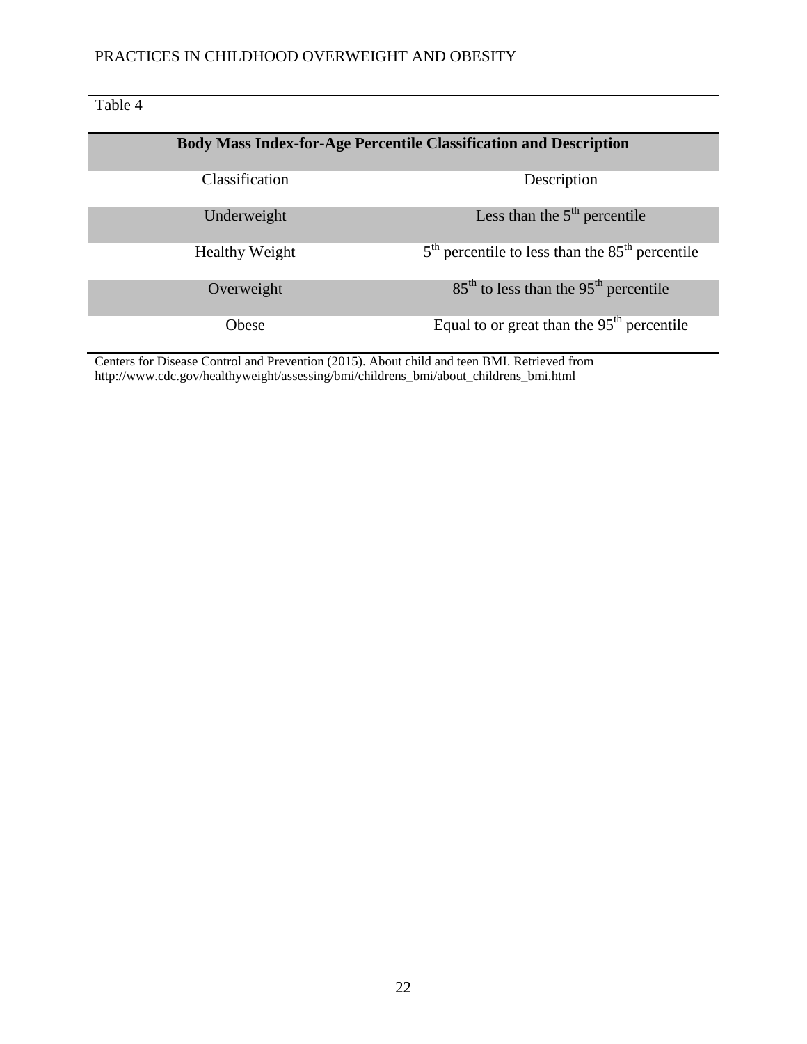Table 4

| Body Mass Index-for-Age Percentile Classification and Description | |
|---|---|
| Classification | Description |
| Underweight | Less than the 5th percentile |
| Healthy Weight | 5th percentile to less than the 85th percentile |
| Overweight | 85th to less than the 95th percentile |
| Obese | Equal to or great than the 95th percentile |

Centers for Disease Control and Prevention (2015). About child and teen BMI. Retrieved from http://www.cdc.gov/healthyweight/assessing/bmi/childrens_bmi/about_childrens_bmi.html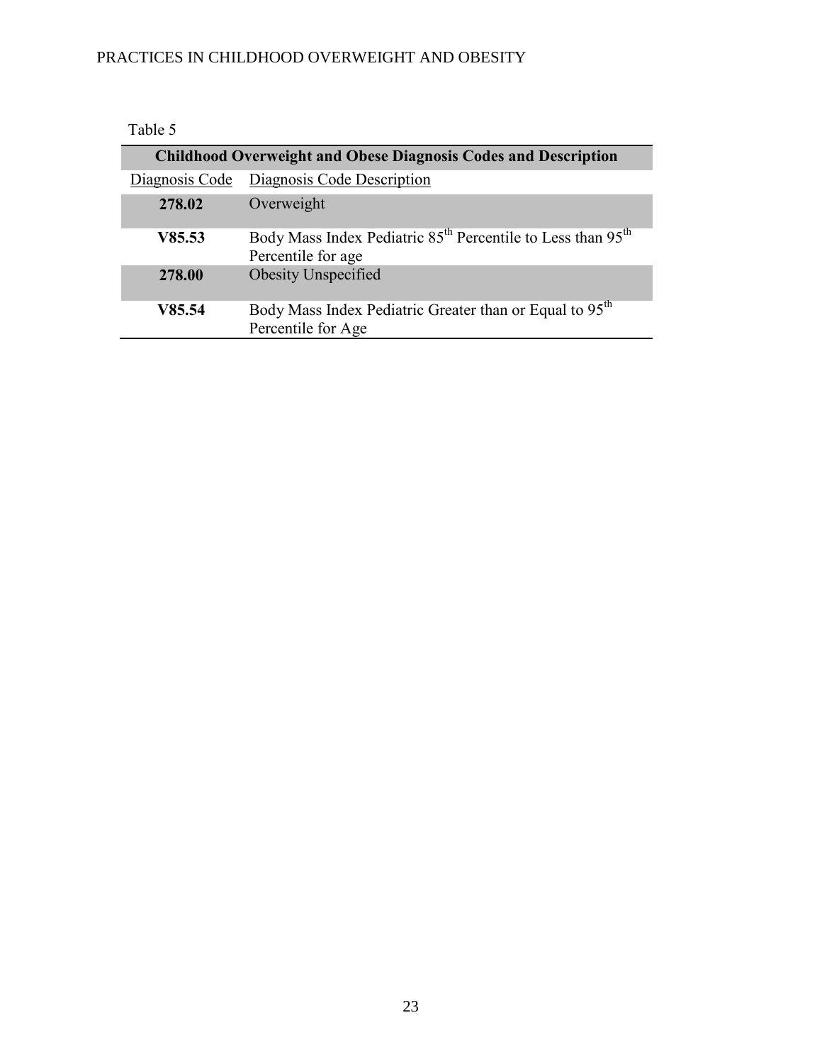Table 5

| Childhood Overweight and Obese Diagnosis Codes and Description | |
|---|---|
| Diagnosis Code | Diagnosis Code Description |
| **278.02** | Overweight |
| **V85.53** | Body Mass Index Pediatric 85th Percentile to Less than 95th Percentile for age |
| **278.00** | Obesity Unspecified |
| **V85.54** | Body Mass Index Pediatric Greater than or Equal to 95th Percentile for Age |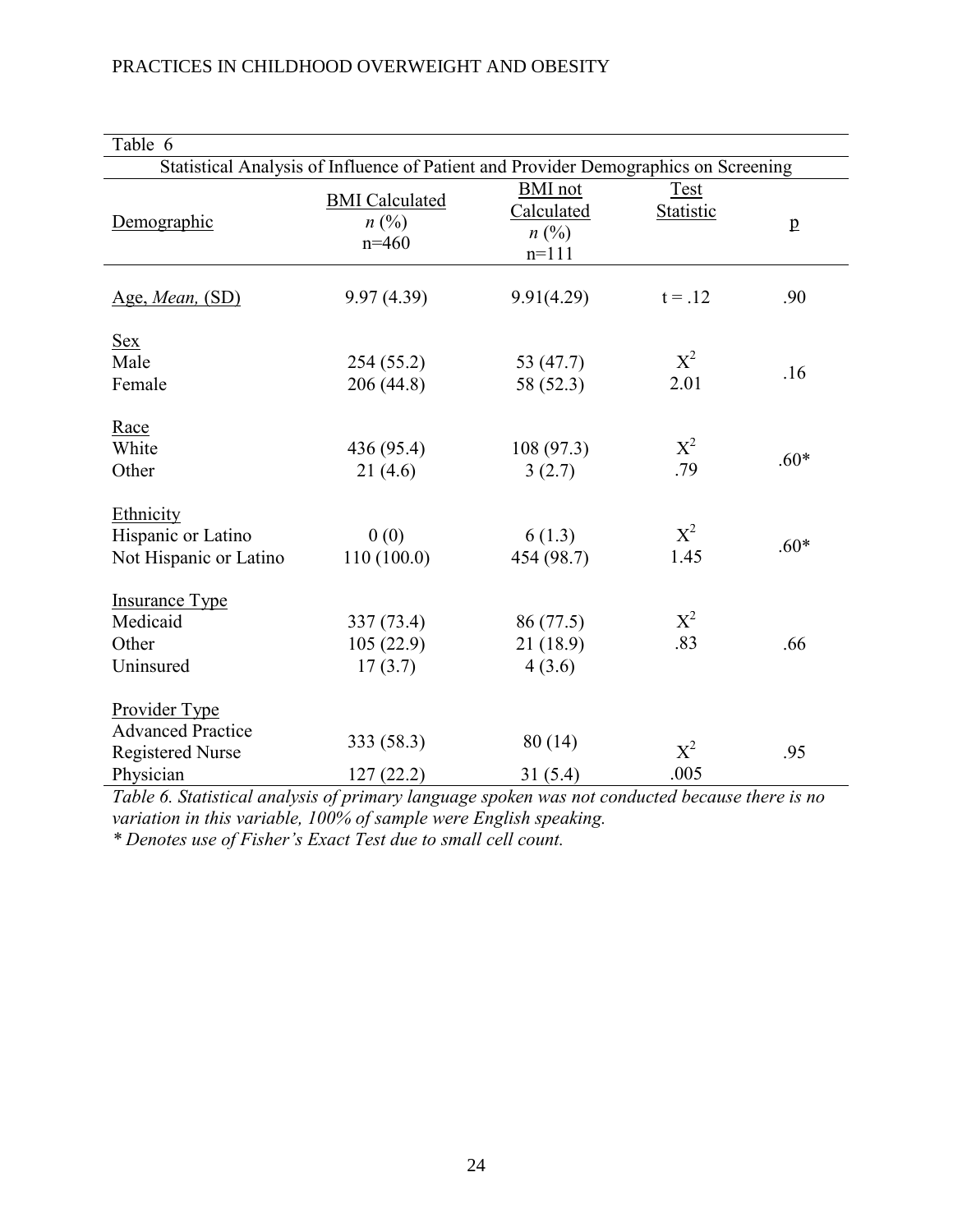Table 6

Statistical Analysis of Influence of Patient and Provider Demographics on Screening

| Demographic | BMI Calculated $n$ (%) n=460 | BMI not Calculated $n$ (%) n=111 | Test Statistic | p |
|---|---|---|---|---|
| Age, *Mean,* (SD) | 9.97 (4.39) | 9.91(4.29) | t = .12 | .90 |
| Sex | | | | |
| Male | 254 (55.2) | 53 (47.7) | $X^2$ | .16 |
| Female | 206 (44.8) | 58 (52.3) | 2.01 | |
| Race | | | | |
| White | 436 (95.4) | 108 (97.3) | $X^2$ | .60* |
| Other | 21 (4.6) | 3 (2.7) | .79 | |
| Ethnicity | | | | |
| Hispanic or Latino | 0 (0) | 6 (1.3) | $X^2$ | .60* |
| Not Hispanic or Latino | 110 (100.0) | 454 (98.7) | 1.45 | |
| Insurance Type | | | | |
| Medicaid | 337 (73.4) | 86 (77.5) | $X^2$ | .66 |
| Other | 105 (22.9) | 21 (18.9) | .83 | |
| Uninsured | 17 (3.7) | 4 (3.6) | | |
| Provider Type | | | | |
| Advanced Practice Registered Nurse | 333 (58.3) | 80 (14) | $X^2$ | .95 |
| Physician | 127 (22.2) | 31 (5.4) | .005 | |

*Table 6. Statistical analysis of primary language spoken was not conducted because there is no variation in this variable, 100% of sample were English speaking.*

*\* Denotes use of Fisher's Exact Test due to small cell count.*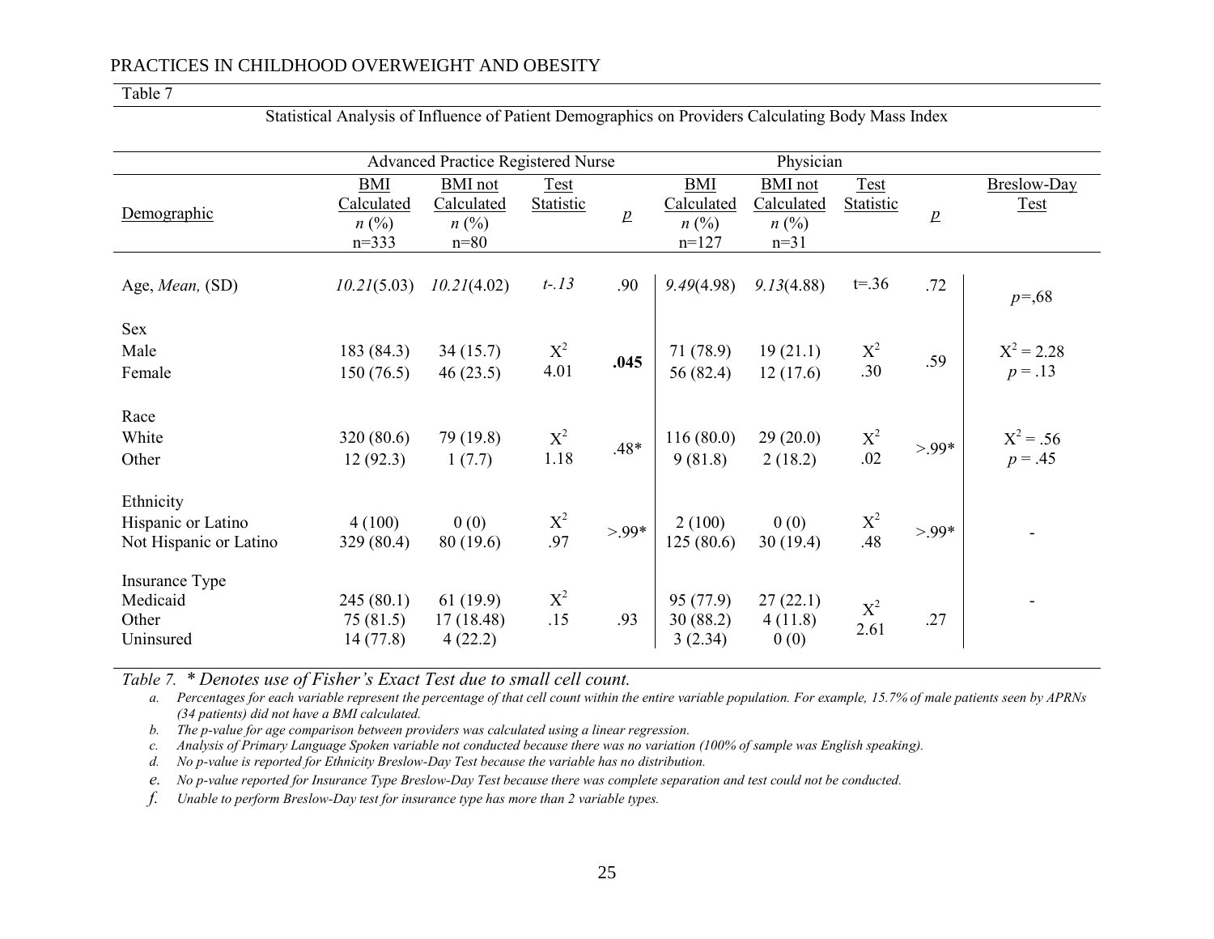Table 7

Statistical Analysis of Influence of Patient Demographics on Providers Calculating Body Mass Index

| Demographic | Advanced Practice Registered Nurse | | | | Physician | | | | Breslow-Day Test |
|---|---|---|---|---|---|---|---|---|---|
| | BMI Calculated *n* (%) n=333 | BMI not Calculated *n* (%) n=80 | Test Statistic | *p* | BMI Calculated *n* (%) n=127 | BMI not Calculated *n* (%) n=31 | Test Statistic | *p* | |
| Age, *Mean,* (SD) | *10.21*(5.03) | *10.21*(4.02) | *t-.13* | .90 | *9.49*(4.98) | *9.13*(4.88) | t=.36 | .72 | *p*=,68 |
| Sex | | | | | | | | | |
| Male | 183 (84.3) | 34 (15.7) | $X^2$ 4.01 | **.045** | 71 (78.9) | 19 (21.1) | $X^2$ .30 | .59 | $X^2 = 2.28$ $p = .13$ |
| Female | 150 (76.5) | 46 (23.5) | | | 56 (82.4) | 12 (17.6) | | | |
| Race | | | | | | | | | |
| White | 320 (80.6) | 79 (19.8) | $X^2$ 1.18 | .48* | 116 (80.0) | 29 (20.0) | $X^2$ .02 | >.99* | $X^2 = .56$ $p = .45$ |
| Other | 12 (92.3) | 1 (7.7) | | | 9 (81.8) | 2 (18.2) | | | |
| Ethnicity | | | | | | | | | |
| Hispanic or Latino | 4 (100) | 0 (0) | $X^2$ .97 | >.99* | 2 (100) | 0 (0) | $X^2$ .48 | >.99* | - |
| Not Hispanic or Latino | 329 (80.4) | 80 (19.6) | | | 125 (80.6) | 30 (19.4) | | | |
| Insurance Type | | | | | | | | | |
| Medicaid | 245 (80.1) | 61 (19.9) | $X^2$ .15 | .93 | 95 (77.9) | 27 (22.1) | $X^2$ 2.61 | .27 | - |
| Other | 75 (81.5) | 17 (18.48) | | | 30 (88.2) | 4 (11.8) | | | |
| Uninsured | 14 (77.8) | 4 (22.2) | | | 3 (2.34) | 0 (0) | | | |

*Table 7. * Denotes use of Fisher's Exact Test due to small cell count.*

a. *Percentages for each variable represent the percentage of that cell count within the entire variable population. For example, 15.7% of male patients seen by APRNs (34 patients) did not have a BMI calculated.*
b. *The p-value for age comparison between providers was calculated using a linear regression.*
c. *Analysis of Primary Language Spoken variable not conducted because there was no variation (100% of sample was English speaking).*
d. *No p-value is reported for Ethnicity Breslow-Day Test because the variable has no distribution.*
e. *No p-value reported for Insurance Type Breslow-Day Test because there was complete separation and test could not be conducted.*
f. *Unable to perform Breslow-Day test for insurance type has more than 2 variable types.*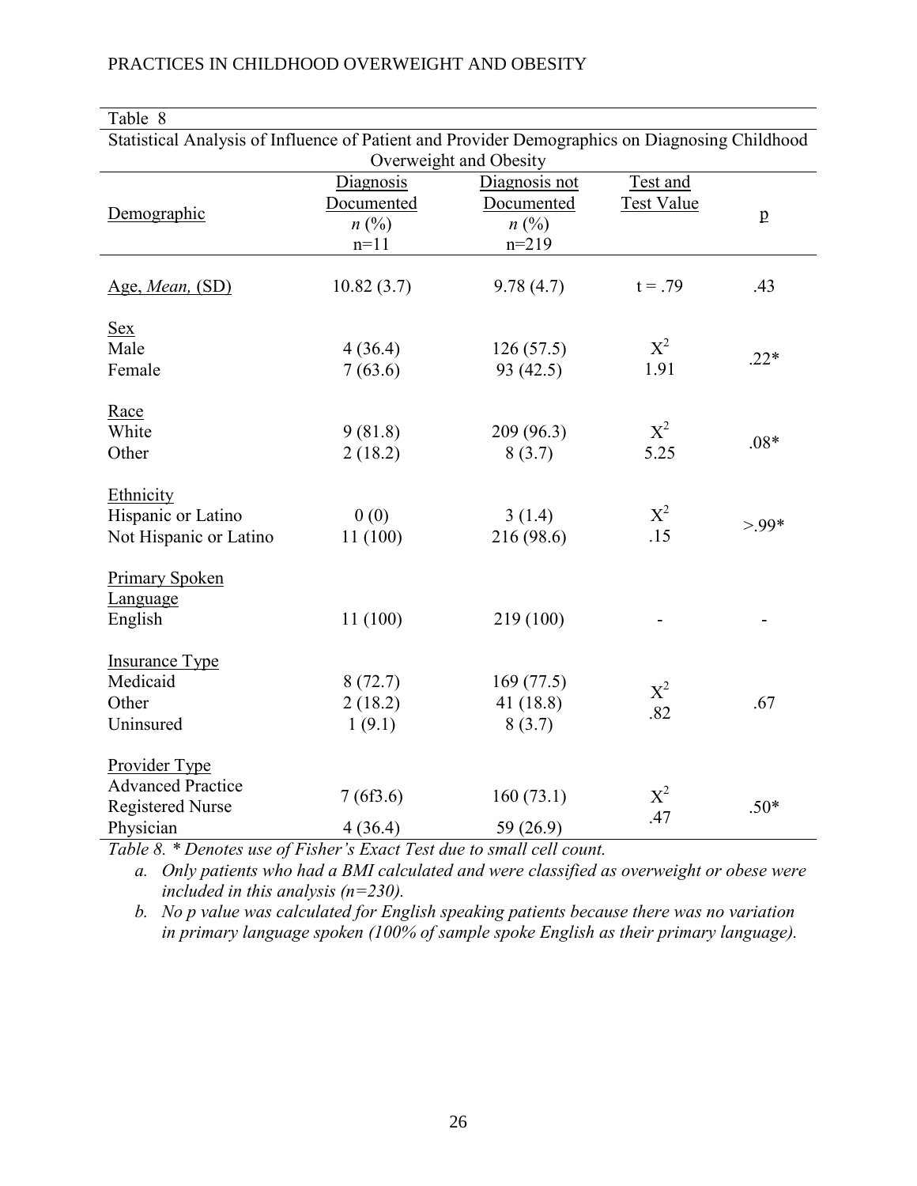Table 8

Statistical Analysis of Influence of Patient and Provider Demographics on Diagnosing Childhood Overweight and Obesity

| Demographic | Diagnosis Documented *n* (%) n=11 | Diagnosis not Documented *n* (%) n=219 | Test and Test Value | p |
|---|---|---|---|---|
| Age, *Mean,* (SD) | 10.82 (3.7) | 9.78 (4.7) | t = .79 | .43 |
| Sex | | | | |
| Male | 4 (36.4) | 126 (57.5) | $X^2$ | .22* |
| Female | 7 (63.6) | 93 (42.5) | 1.91 | |
| Race | | | | |
| White | 9 (81.8) | 209 (96.3) | $X^2$ | .08* |
| Other | 2 (18.2) | 8 (3.7) | 5.25 | |
| Ethnicity | | | | |
| Hispanic or Latino | 0 (0) | 3 (1.4) | $X^2$ | >.99* |
| Not Hispanic or Latino | 11 (100) | 216 (98.6) | .15 | |
| Primary Spoken Language | | | | |
| English | 11 (100) | 219 (100) | - | - |
| Insurance Type | | | | |
| Medicaid | 8 (72.7) | 169 (77.5) | $X^2$ | .67 |
| Other | 2 (18.2) | 41 (18.8) | .82 | |
| Uninsured | 1 (9.1) | 8 (3.7) | | |
| Provider Type | | | | |
| Advanced Practice Registered Nurse | 7 (6f3.6) | 160 (73.1) | $X^2$ | .50* |
| Physician | 4 (36.4) | 59 (26.9) | .47 | |

*Table 8. * Denotes use of Fisher's Exact Test due to small cell count.*

*a. Only patients who had a BMI calculated and were classified as overweight or obese were included in this analysis (n=230).*

*b. No p value was calculated for English speaking patients because there was no variation in primary language spoken (100% of sample spoke English as their primary language).*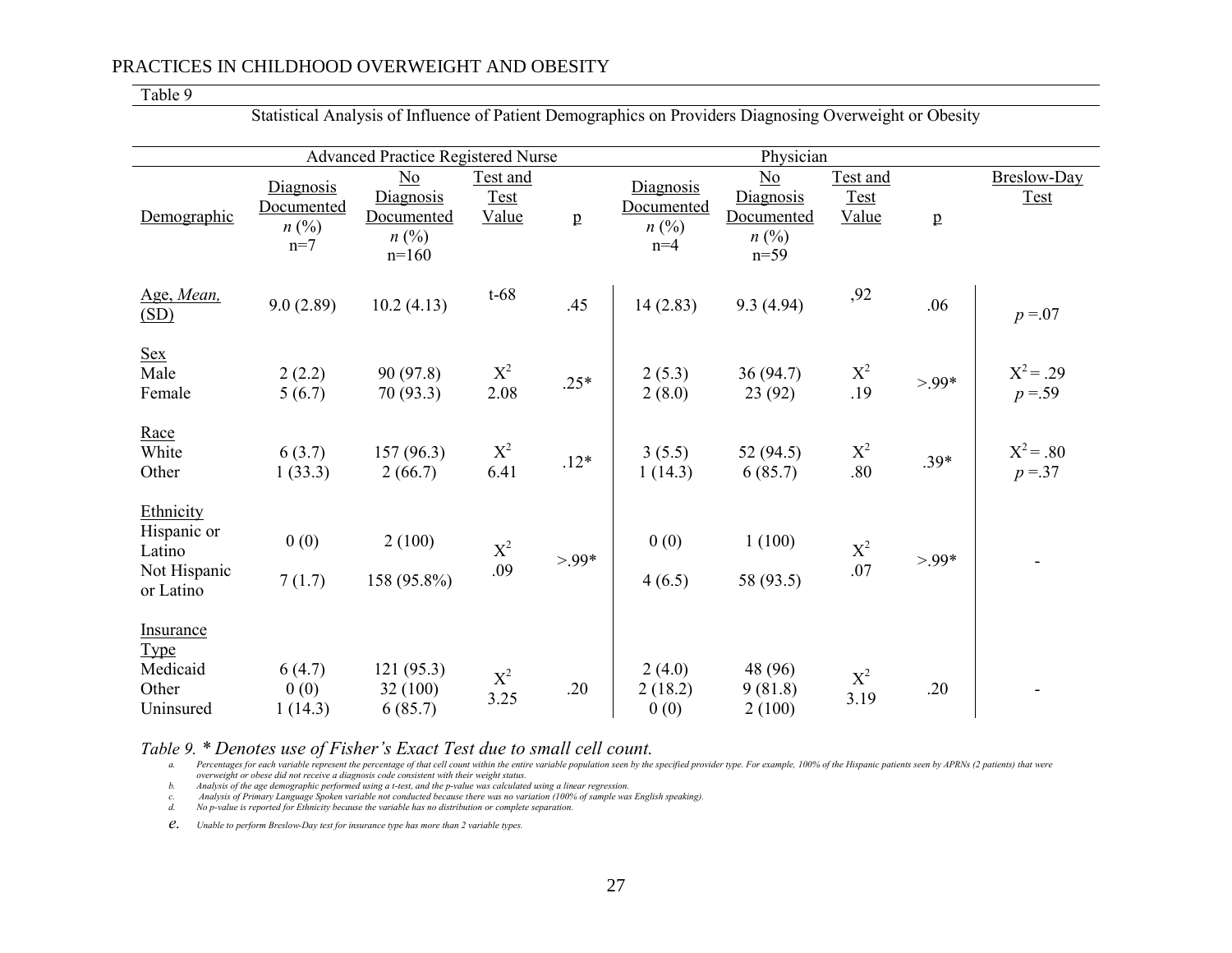Table 9

Statistical Analysis of Influence of Patient Demographics on Providers Diagnosing Overweight or Obesity

| | Advanced Practice Registered Nurse | | | | Physician | | | | |
|---|---|---|---|---|---|---|---|---|---|
| Demographic | Diagnosis Documented *n* (%) n=7 | No Diagnosis Documented *n* (%) n=160 | Test and Test Value | p | Diagnosis Documented *n* (%) n=4 | No Diagnosis Documented *n* (%) n=59 | Test and Test Value | p | Breslow-Day Test |
| Age, *Mean,* (SD) | 9.0 (2.89) | 10.2 (4.13) | t-68 | .45 | 14 (2.83) | 9.3 (4.94) | ,92 | .06 | $p$ =.07 |
| Sex | | | | | | | | | |
| Male | 2 (2.2) | 90 (97.8) | $X^2$ | .25* | 2 (5.3) | 36 (94.7) | $X^2$ | >.99* | $X^2$ = .29 |
| Female | 5 (6.7) | 70 (93.3) | 2.08 | | 2 (8.0) | 23 (92) | .19 | | $p$ =.59 |
| Race | | | | | | | | | |
| White | 6 (3.7) | 157 (96.3) | $X^2$ | .12* | 3 (5.5) | 52 (94.5) | $X^2$ | .39* | $X^2$ = .80 |
| Other | 1 (33.3) | 2 (66.7) | 6.41 | | 1 (14.3) | 6 (85.7) | .80 | | $p$ =.37 |
| Ethnicity | | | | | | | | | |
| Hispanic or Latino | 0 (0) | 2 (100) | $X^2$ | >.99* | 0 (0) | 1 (100) | $X^2$ | >.99* | - |
| Not Hispanic or Latino | 7 (1.7) | 158 (95.8%) | .09 | | 4 (6.5) | 58 (93.5) | .07 | | |
| Insurance Type | | | | | | | | | |
| Medicaid | 6 (4.7) | 121 (95.3) | $X^2$ | .20 | 2 (4.0) | 48 (96) | $X^2$ | .20 | - |
| Other | 0 (0) | 32 (100) | 3.25 | | 2 (18.2) | 9 (81.8) | 3.19 | | |
| Uninsured | 1 (14.3) | 6 (85.7) | | | 0 (0) | 2 (100) | | | |

*Table 9. * Denotes use of Fisher's Exact Test due to small cell count.*

a. *Percentages for each variable represent the percentage of that cell count within the entire variable population seen by the specified provider type. For example, 100% of the Hispanic patients seen by APRNs (2 patients) that were overweight or obese did not receive a diagnosis code consistent with their weight status.*
b. *Analysis of the age demographic performed using a t-test, and the p-value was calculated using a linear regression.*
c. *Analysis of Primary Language Spoken variable not conducted because there was no variation (100% of sample was English speaking).*
d. *No p-value is reported for Ethnicity because the variable has no distribution or complete separation.*
e. *Unable to perform Breslow-Day test for insurance type has more than 2 variable types.*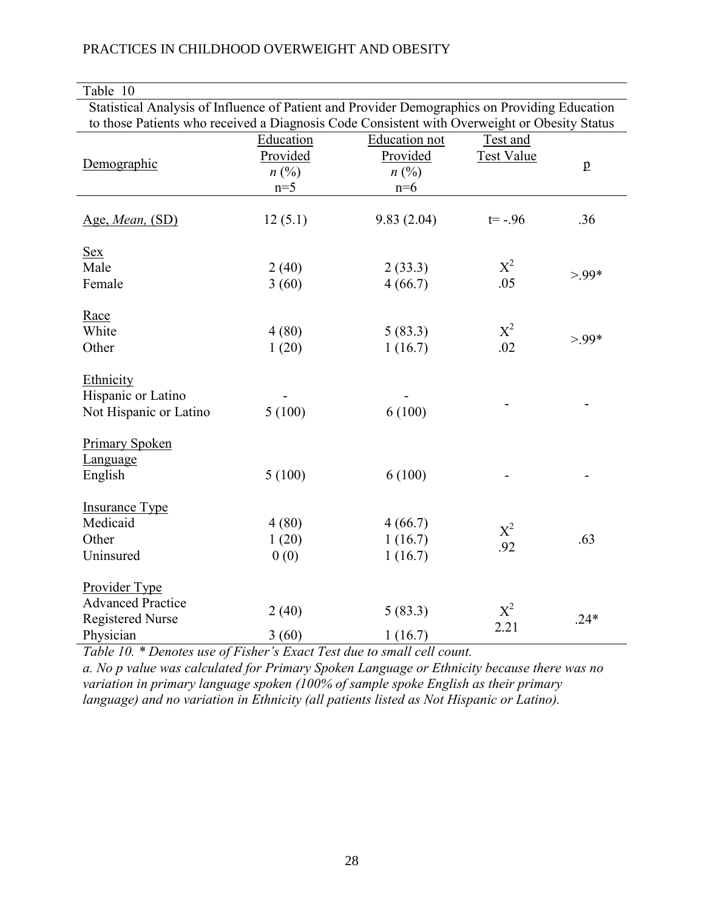Table 10

Statistical Analysis of Influence of Patient and Provider Demographics on Providing Education to those Patients who received a Diagnosis Code Consistent with Overweight or Obesity Status

| Demographic | Education Provided *n* (%) n=5 | Education not Provided *n* (%) n=6 | Test and Test Value | p |
|---|---|---|---|---|
| Age, *Mean,* (SD) | 12 (5.1) | 9.83 (2.04) | t= -.96 | .36 |
| Sex | | | | |
| Male | 2 (40) | 2 (33.3) | $X^2$ | >.99* |
| Female | 3 (60) | 4 (66.7) | .05 | |
| Race | | | | |
| White | 4 (80) | 5 (83.3) | $X^2$ | >.99* |
| Other | 1 (20) | 1 (16.7) | .02 | |
| Ethnicity | | | | |
| Hispanic or Latino | - | - | - | - |
| Not Hispanic or Latino | 5 (100) | 6 (100) | | |
| Primary Spoken Language | | | | |
| English | 5 (100) | 6 (100) | - | - |
| Insurance Type | | | | |
| Medicaid | 4 (80) | 4 (66.7) | $X^2$ | .63 |
| Other | 1 (20) | 1 (16.7) | .92 | |
| Uninsured | 0 (0) | 1 (16.7) | | |
| Provider Type | | | | |
| Advanced Practice Registered Nurse | 2 (40) | 5 (83.3) | $X^2$ | .24* |
| Physician | 3 (60) | 1 (16.7) | 2.21 | |

*Table 10. * Denotes use of Fisher's Exact Test due to small cell count.*

*a. No p value was calculated for Primary Spoken Language or Ethnicity because there was no variation in primary language spoken (100% of sample spoke English as their primary language) and no variation in Ethnicity (all patients listed as Not Hispanic or Latino).*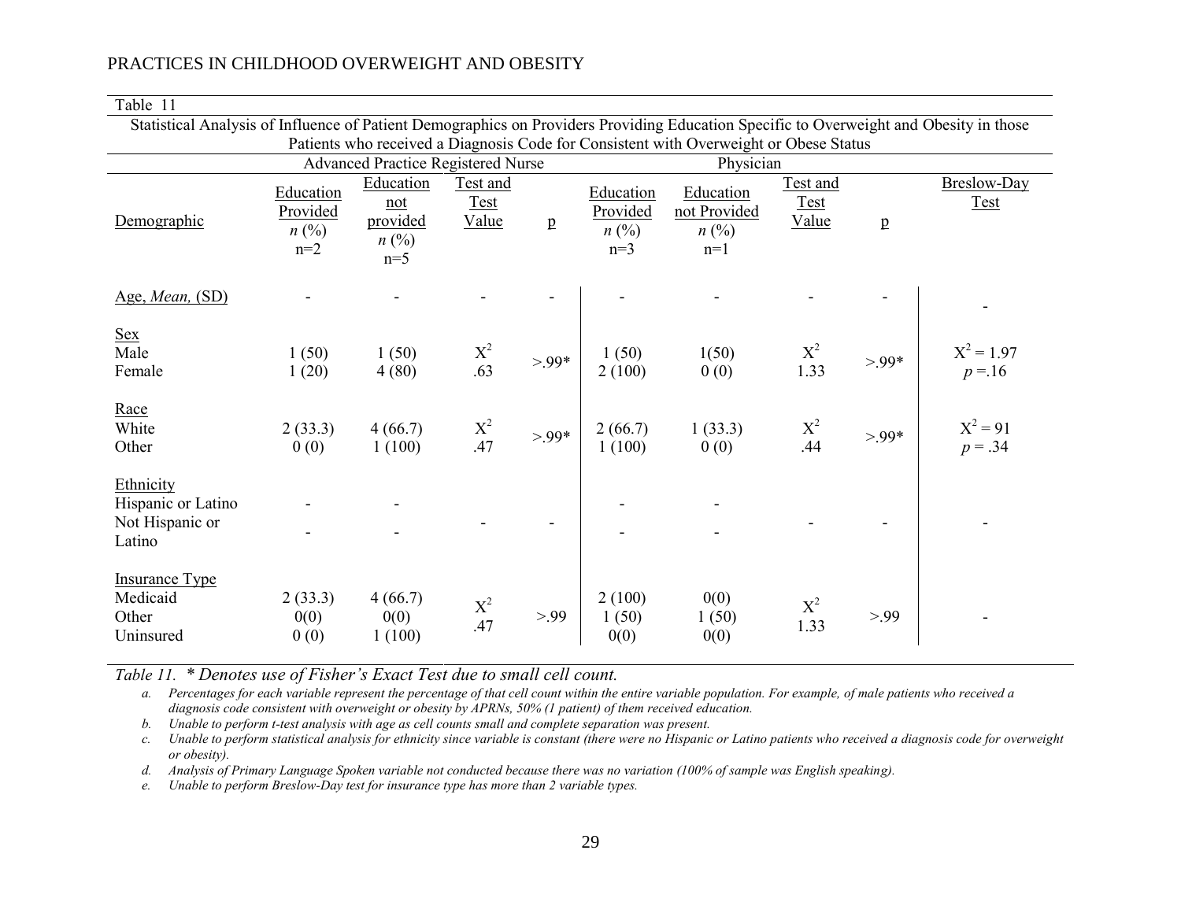Table 11

Statistical Analysis of Influence of Patient Demographics on Providers Providing Education Specific to Overweight and Obesity in those Patients who received a Diagnosis Code for Consistent with Overweight or Obese Status

| | Advanced Practice Registered Nurse | | | | Physician | | | | |
|---|---|---|---|---|---|---|---|---|---|
| Demographic | Education Provided *n* (%) n=2 | Education not provided *n* (%) n=5 | Test and Test Value | p | Education Provided *n* (%) n=3 | Education not Provided *n* (%) n=1 | Test and Test Value | p | Breslow-Day Test |
| Age, *Mean,* (SD) | - | - | - | - | - | - | - | - | - |
| Sex | | | | | | | | | |
| Male | 1 (50) | 1 (50) | $X^2$ | >.99* | 1 (50) | 1(50) | $X^2$ | >.99* | $X^2 = 1.97$ |
| Female | 1 (20) | 4 (80) | .63 | | 2 (100) | 0 (0) | 1.33 | | $p$ =.16 |
| Race | | | | | | | | | |
| White | 2 (33.3) | 4 (66.7) | $X^2$ | >.99* | 2 (66.7) | 1 (33.3) | $X^2$ | >.99* | $X^2 = 91$ |
| Other | 0 (0) | 1 (100) | .47 | | 1 (100) | 0 (0) | .44 | | $p = .34$ |
| Ethnicity | | | | | | | | | |
| Hispanic or Latino | - | - | - | - | - | - | - | - | - |
| Not Hispanic or Latino | - | - | | | - | - | | | |
| Insurance Type | | | | | | | | | |
| Medicaid | 2 (33.3) | 4 (66.7) | $X^2$ | >.99 | 2 (100) | 0(0) | $X^2$ | >.99 | - |
| Other | 0(0) | 0(0) | .47 | | 1 (50) | 1 (50) | 1.33 | | |
| Uninsured | 0 (0) | 1 (100) | | | 0(0) | 0(0) | | | |

*Table 11. \* Denotes use of Fisher's Exact Test due to small cell count.*

a. *Percentages for each variable represent the percentage of that cell count within the entire variable population. For example, of male patients who received a diagnosis code consistent with overweight or obesity by APRNs, 50% (1 patient) of them received education.*

b. *Unable to perform t-test analysis with age as cell counts small and complete separation was present.*

c. *Unable to perform statistical analysis for ethnicity since variable is constant (there were no Hispanic or Latino patients who received a diagnosis code for overweight or obesity).*

d. *Analysis of Primary Language Spoken variable not conducted because there was no variation (100% of sample was English speaking).*

e. *Unable to perform Breslow-Day test for insurance type has more than 2 variable types.*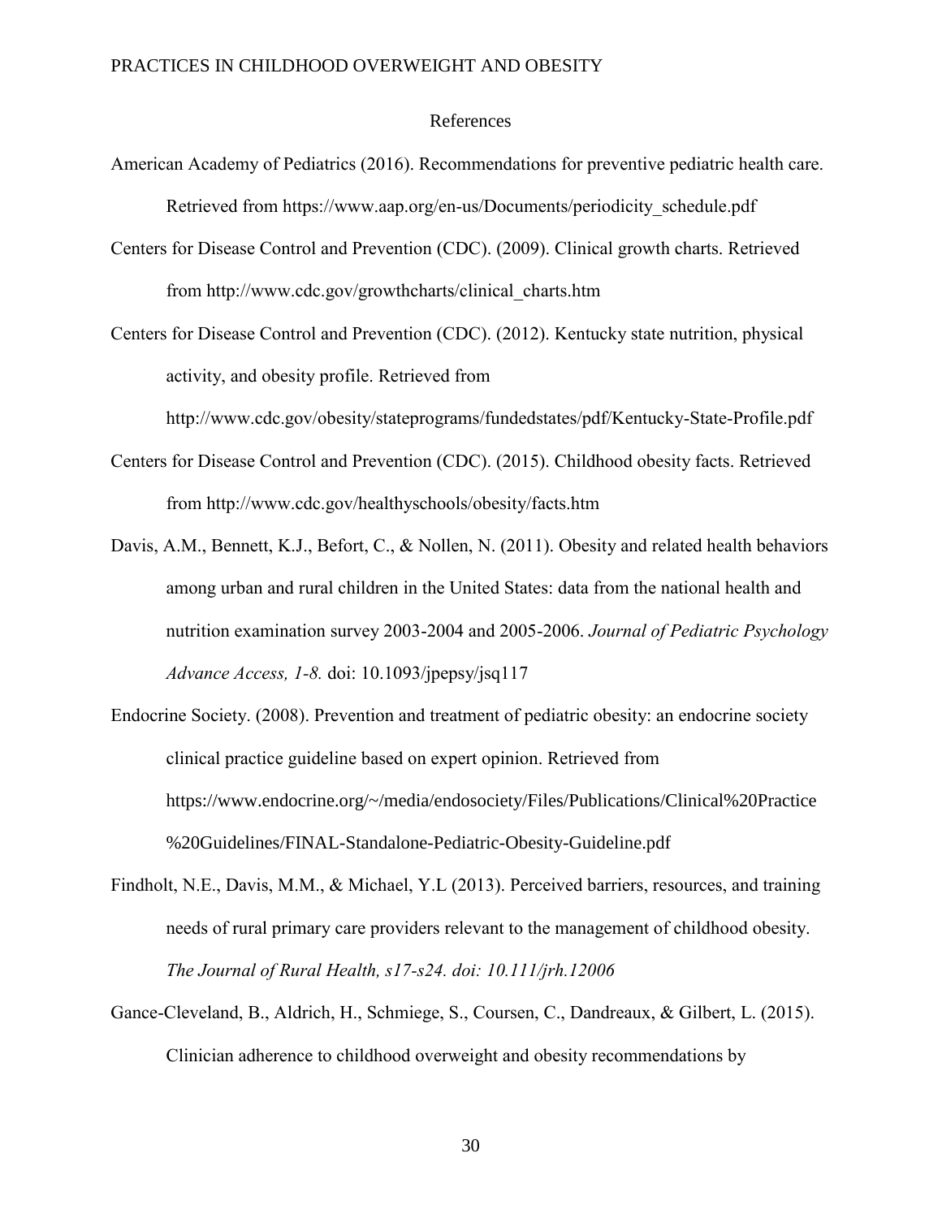# References

American Academy of Pediatrics (2016). Recommendations for preventive pediatric health care. Retrieved from https://www.aap.org/en-us/Documents/periodicity_schedule.pdf

Centers for Disease Control and Prevention (CDC). (2009). Clinical growth charts. Retrieved from http://www.cdc.gov/growthcharts/clinical_charts.htm

Centers for Disease Control and Prevention (CDC). (2012). Kentucky state nutrition, physical activity, and obesity profile. Retrieved from http://www.cdc.gov/obesity/stateprograms/fundedstates/pdf/Kentucky-State-Profile.pdf

Centers for Disease Control and Prevention (CDC). (2015). Childhood obesity facts. Retrieved from http://www.cdc.gov/healthyschools/obesity/facts.htm

Davis, A.M., Bennett, K.J., Befort, C., & Nollen, N. (2011). Obesity and related health behaviors among urban and rural children in the United States: data from the national health and nutrition examination survey 2003-2004 and 2005-2006. *Journal of Pediatric Psychology Advance Access, 1-8.* doi: 10.1093/jpepsy/jsq117

Endocrine Society. (2008). Prevention and treatment of pediatric obesity: an endocrine society clinical practice guideline based on expert opinion. Retrieved from https://www.endocrine.org/~/media/endosociety/Files/Publications/Clinical%20Practice%20Guidelines/FINAL-Standalone-Pediatric-Obesity-Guideline.pdf

Findholt, N.E., Davis, M.M., & Michael, Y.L (2013). Perceived barriers, resources, and training needs of rural primary care providers relevant to the management of childhood obesity. *The Journal of Rural Health, s17-s24. doi: 10.111/jrh.12006*

Gance-Cleveland, B., Aldrich, H., Schmiege, S., Coursen, C., Dandreaux, & Gilbert, L. (2015). Clinician adherence to childhood overweight and obesity recommendations by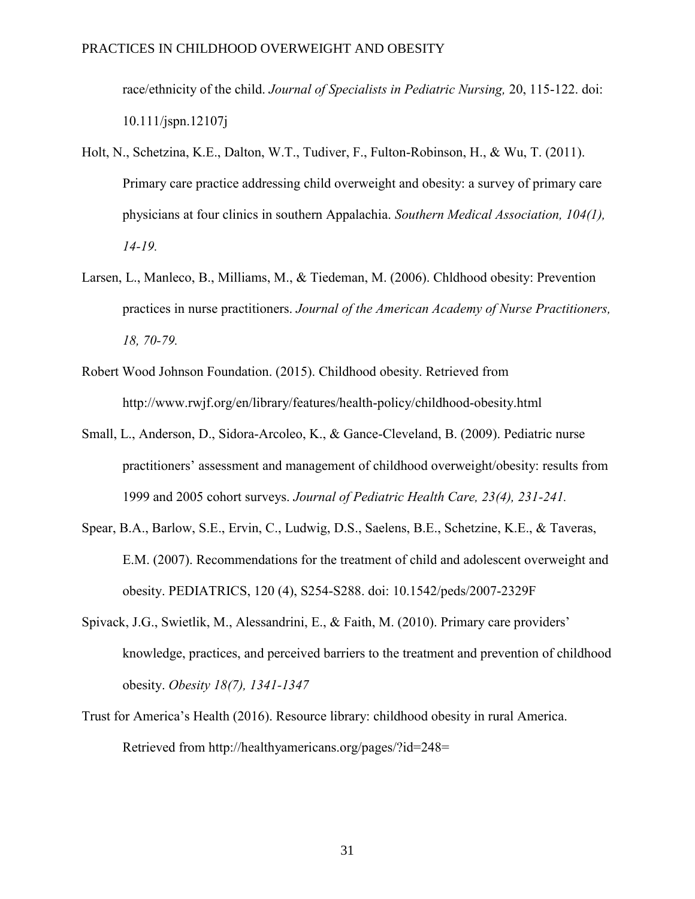race/ethnicity of the child. *Journal of Specialists in Pediatric Nursing,* 20, 115-122. doi: 10.111/jspn.12107j

Holt, N., Schetzina, K.E., Dalton, W.T., Tudiver, F., Fulton-Robinson, H., & Wu, T. (2011). Primary care practice addressing child overweight and obesity: a survey of primary care physicians at four clinics in southern Appalachia. *Southern Medical Association, 104(1), 14-19.*

Larsen, L., Manleco, B., Milliams, M., & Tiedeman, M. (2006). Chldhood obesity: Prevention practices in nurse practitioners. *Journal of the American Academy of Nurse Practitioners, 18, 70-79.*

Robert Wood Johnson Foundation. (2015). Childhood obesity. Retrieved from http://www.rwjf.org/en/library/features/health-policy/childhood-obesity.html

Small, L., Anderson, D., Sidora-Arcoleo, K., & Gance-Cleveland, B. (2009). Pediatric nurse practitioners' assessment and management of childhood overweight/obesity: results from 1999 and 2005 cohort surveys. *Journal of Pediatric Health Care, 23(4), 231-241.*

Spear, B.A., Barlow, S.E., Ervin, C., Ludwig, D.S., Saelens, B.E., Schetzine, K.E., & Taveras, E.M. (2007). Recommendations for the treatment of child and adolescent overweight and obesity. PEDIATRICS, 120 (4), S254-S288. doi: 10.1542/peds/2007-2329F

Spivack, J.G., Swietlik, M., Alessandrini, E., & Faith, M. (2010). Primary care providers' knowledge, practices, and perceived barriers to the treatment and prevention of childhood obesity. *Obesity 18(7), 1341-1347*

Trust for America's Health (2016). Resource library: childhood obesity in rural America. Retrieved from http://healthyamericans.org/pages/?id=248=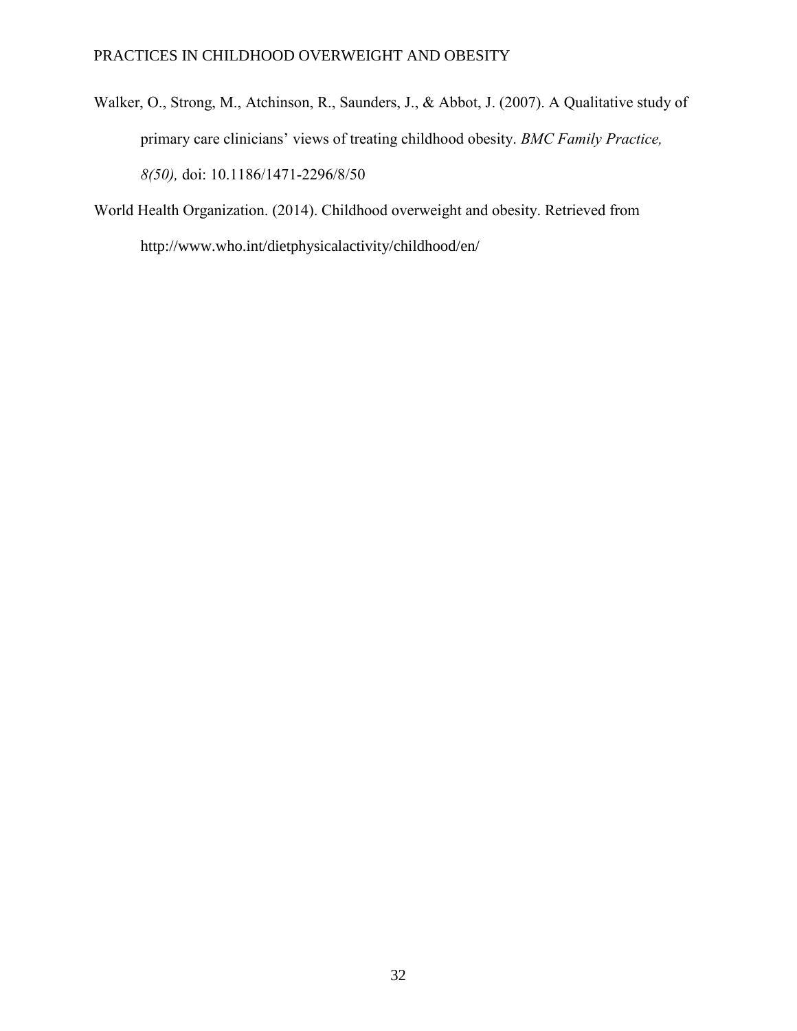Walker, O., Strong, M., Atchinson, R., Saunders, J., & Abbot, J. (2007). A Qualitative study of primary care clinicians' views of treating childhood obesity. *BMC Family Practice, 8(50),* doi: 10.1186/1471-2296/8/50

World Health Organization. (2014). Childhood overweight and obesity. Retrieved from http://www.who.int/dietphysicalactivity/childhood/en/